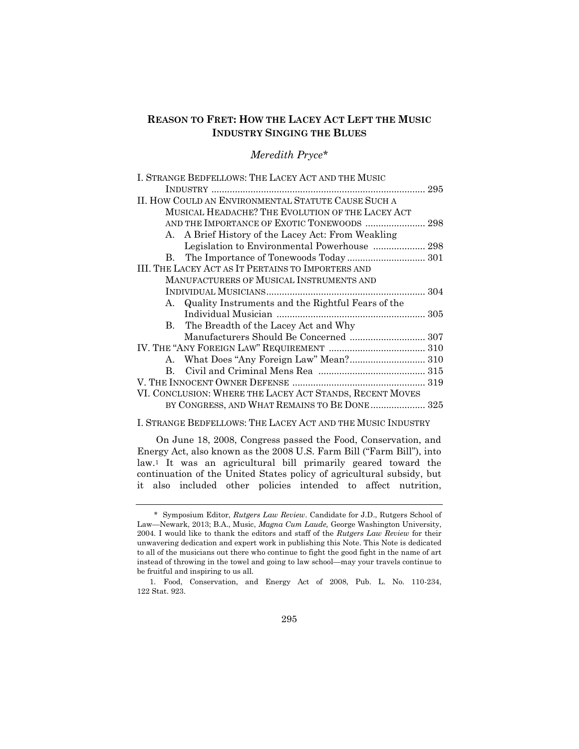# REASON TO FRET: HOW THE LACEY ACT LEFT THE MUSIC INDUSTRY SINGING THE BLUES

*Meredith Pryce**

I. STRANGE BEDFELLOWS: THE LACEY ACT AND THE MUSIC INDUSTRY ........ 295
II. HOW COULD AN ENVIRONMENTAL STATUTE CAUSE SUCH A MUSICAL HEADACHE? THE EVOLUTION OF THE LACEY ACT AND THE IMPORTANCE OF EXOTIC TONEWOODS ........ 298
  A. A Brief History of the Lacey Act: From Weakling Legislation to Environmental Powerhouse ........ 298
  B. The Importance of Tonewoods Today ........ 301
III. THE LACEY ACT AS IT PERTAINS TO IMPORTERS AND MANUFACTURERS OF MUSICAL INSTRUMENTS AND INDIVIDUAL MUSICIANS ........ 304
  A. Quality Instruments and the Rightful Fears of the Individual Musician ........ 305
  B. The Breadth of the Lacey Act and Why Manufacturers Should Be Concerned ........ 307
IV. THE "ANY FOREIGN LAW" REQUIREMENT ........ 310
  A. What Does "Any Foreign Law" Mean? ........ 310
  B. Civil and Criminal Mens Rea ........ 315
V. THE INNOCENT OWNER DEFENSE ........ 319
VI. CONCLUSION: WHERE THE LACEY ACT STANDS, RECENT MOVES BY CONGRESS, AND WHAT REMAINS TO BE DONE ........ 325

## I. STRANGE BEDFELLOWS: THE LACEY ACT AND THE MUSIC INDUSTRY

On June 18, 2008, Congress passed the Food, Conservation, and Energy Act, also known as the 2008 U.S. Farm Bill ("Farm Bill"), into law.[1] It was an agricultural bill primarily geared toward the continuation of the United States policy of agricultural subsidy, but it also included other policies intended to affect nutrition,

---

\* Symposium Editor, *Rutgers Law Review*. Candidate for J.D., Rutgers School of Law—Newark, 2013; B.A., Music, *Magna Cum Laude,* George Washington University, 2004. I would like to thank the editors and staff of the *Rutgers Law Review* for their unwavering dedication and expert work in publishing this Note. This Note is dedicated to all of the musicians out there who continue to fight the good fight in the name of art instead of throwing in the towel and going to law school—may your travels continue to be fruitful and inspiring to us all.

1. Food, Conservation, and Energy Act of 2008, Pub. L. No. 110-234, 122 Stat. 923.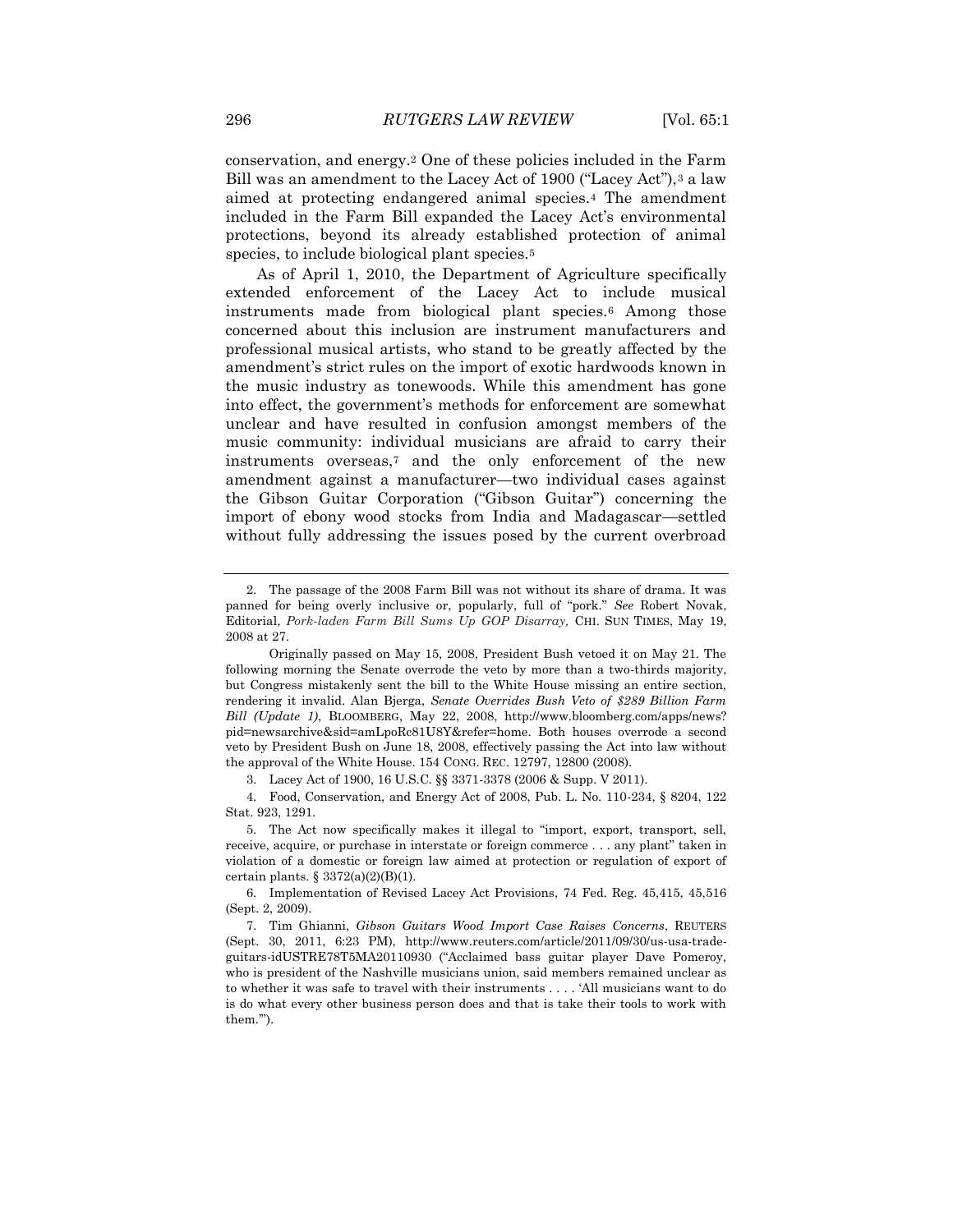conservation, and energy.[2] One of these policies included in the Farm Bill was an amendment to the Lacey Act of 1900 ("Lacey Act"),[3] a law aimed at protecting endangered animal species.[4] The amendment included in the Farm Bill expanded the Lacey Act's environmental protections, beyond its already established protection of animal species, to include biological plant species.[5]

As of April 1, 2010, the Department of Agriculture specifically extended enforcement of the Lacey Act to include musical instruments made from biological plant species.[6] Among those concerned about this inclusion are instrument manufacturers and professional musical artists, who stand to be greatly affected by the amendment's strict rules on the import of exotic hardwoods known in the music industry as tonewoods. While this amendment has gone into effect, the government's methods for enforcement are somewhat unclear and have resulted in confusion amongst members of the music community: individual musicians are afraid to carry their instruments overseas,[7] and the only enforcement of the new amendment against a manufacturer—two individual cases against the Gibson Guitar Corporation ("Gibson Guitar") concerning the import of ebony wood stocks from India and Madagascar—settled without fully addressing the issues posed by the current overbroad

---

2. The passage of the 2008 Farm Bill was not without its share of drama. It was panned for being overly inclusive or, popularly, full of "pork." *See* Robert Novak, Editorial, *Pork-laden Farm Bill Sums Up GOP Disarray,* CHI. SUN TIMES, May 19, 2008 at 27.

Originally passed on May 15, 2008, President Bush vetoed it on May 21. The following morning the Senate overrode the veto by more than a two-thirds majority, but Congress mistakenly sent the bill to the White House missing an entire section, rendering it invalid. Alan Bjerga, *Senate Overrides Bush Veto of $289 Billion Farm Bill (Update 1)*, BLOOMBERG, May 22, 2008, http://www.bloomberg.com/apps/news?pid=newsarchive&sid=amLpoRc81U8Y&refer=home. Both houses overrode a second veto by President Bush on June 18, 2008, effectively passing the Act into law without the approval of the White House. 154 CONG. REC. 12797, 12800 (2008).

3. Lacey Act of 1900, 16 U.S.C. §§ 3371-3378 (2006 & Supp. V 2011).

4. Food, Conservation, and Energy Act of 2008, Pub. L. No. 110-234, § 8204, 122 Stat. 923, 1291.

5. The Act now specifically makes it illegal to "import, export, transport, sell, receive, acquire, or purchase in interstate or foreign commerce . . . any plant" taken in violation of a domestic or foreign law aimed at protection or regulation of export of certain plants. § 3372(a)(2)(B)(1).

6. Implementation of Revised Lacey Act Provisions, 74 Fed. Reg. 45,415, 45,516 (Sept. 2, 2009).

7. Tim Ghianni, *Gibson Guitars Wood Import Case Raises Concerns*, REUTERS (Sept. 30, 2011, 6:23 PM), http://www.reuters.com/article/2011/09/30/us-usa-trade-guitars-idUSTRE78T5MA20110930 ("Acclaimed bass guitar player Dave Pomeroy, who is president of the Nashville musicians union, said members remained unclear as to whether it was safe to travel with their instruments . . . . 'All musicians want to do is do what every other business person does and that is take their tools to work with them.'").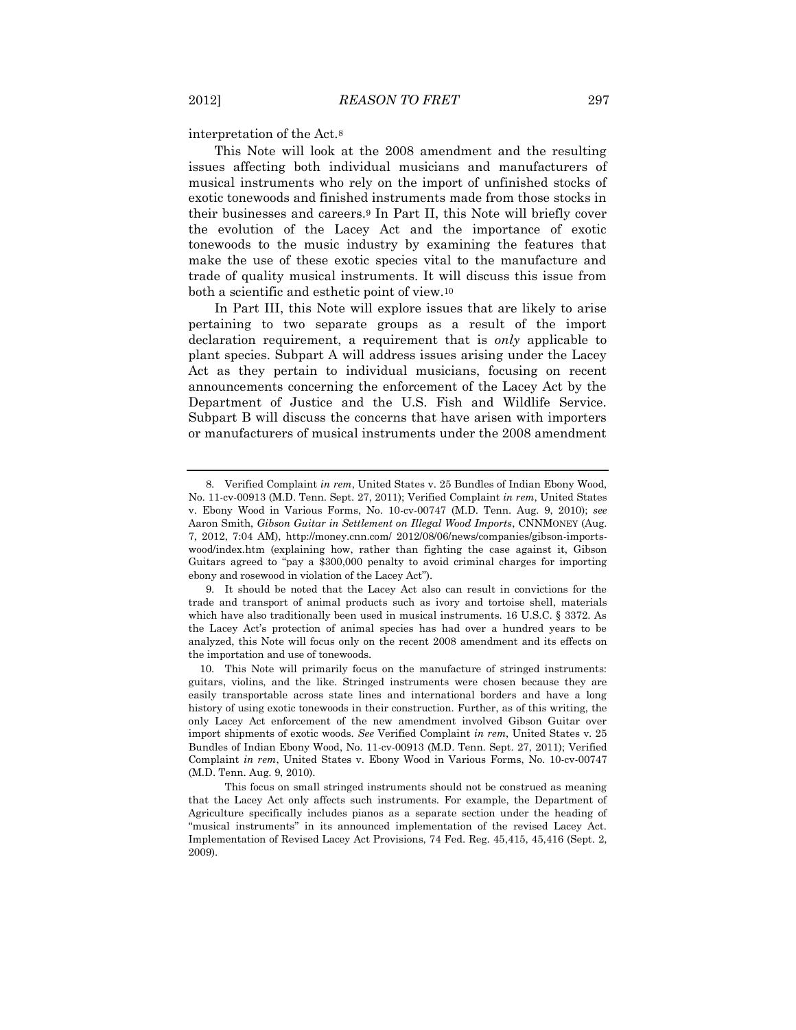interpretation of the Act.[8]

This Note will look at the 2008 amendment and the resulting issues affecting both individual musicians and manufacturers of musical instruments who rely on the import of unfinished stocks of exotic tonewoods and finished instruments made from those stocks in their businesses and careers.[9] In Part II, this Note will briefly cover the evolution of the Lacey Act and the importance of exotic tonewoods to the music industry by examining the features that make the use of these exotic species vital to the manufacture and trade of quality musical instruments. It will discuss this issue from both a scientific and esthetic point of view.[10]

In Part III, this Note will explore issues that are likely to arise pertaining to two separate groups as a result of the import declaration requirement, a requirement that is *only* applicable to plant species. Subpart A will address issues arising under the Lacey Act as they pertain to individual musicians, focusing on recent announcements concerning the enforcement of the Lacey Act by the Department of Justice and the U.S. Fish and Wildlife Service. Subpart B will discuss the concerns that have arisen with importers or manufacturers of musical instruments under the 2008 amendment

---

8. Verified Complaint *in rem*, United States v. 25 Bundles of Indian Ebony Wood, No. 11-cv-00913 (M.D. Tenn. Sept. 27, 2011); Verified Complaint *in rem*, United States v. Ebony Wood in Various Forms, No. 10-cv-00747 (M.D. Tenn. Aug. 9, 2010); *see* Aaron Smith, *Gibson Guitar in Settlement on Illegal Wood Imports*, CNNMONEY (Aug. 7, 2012, 7:04 AM), http://money.cnn.com/ 2012/08/06/news/companies/gibson-imports-wood/index.htm (explaining how, rather than fighting the case against it, Gibson Guitars agreed to "pay a $300,000 penalty to avoid criminal charges for importing ebony and rosewood in violation of the Lacey Act").

9. It should be noted that the Lacey Act also can result in convictions for the trade and transport of animal products such as ivory and tortoise shell, materials which have also traditionally been used in musical instruments. 16 U.S.C. § 3372. As the Lacey Act's protection of animal species has had over a hundred years to be analyzed, this Note will focus only on the recent 2008 amendment and its effects on the importation and use of tonewoods.

10. This Note will primarily focus on the manufacture of stringed instruments: guitars, violins, and the like. Stringed instruments were chosen because they are easily transportable across state lines and international borders and have a long history of using exotic tonewoods in their construction. Further, as of this writing, the only Lacey Act enforcement of the new amendment involved Gibson Guitar over import shipments of exotic woods. *See* Verified Complaint *in rem*, United States v. 25 Bundles of Indian Ebony Wood, No. 11-cv-00913 (M.D. Tenn. Sept. 27, 2011); Verified Complaint *in rem*, United States v. Ebony Wood in Various Forms, No. 10-cv-00747 (M.D. Tenn. Aug. 9, 2010).

This focus on small stringed instruments should not be construed as meaning that the Lacey Act only affects such instruments. For example, the Department of Agriculture specifically includes pianos as a separate section under the heading of "musical instruments" in its announced implementation of the revised Lacey Act. Implementation of Revised Lacey Act Provisions, 74 Fed. Reg. 45,415, 45,416 (Sept. 2, 2009).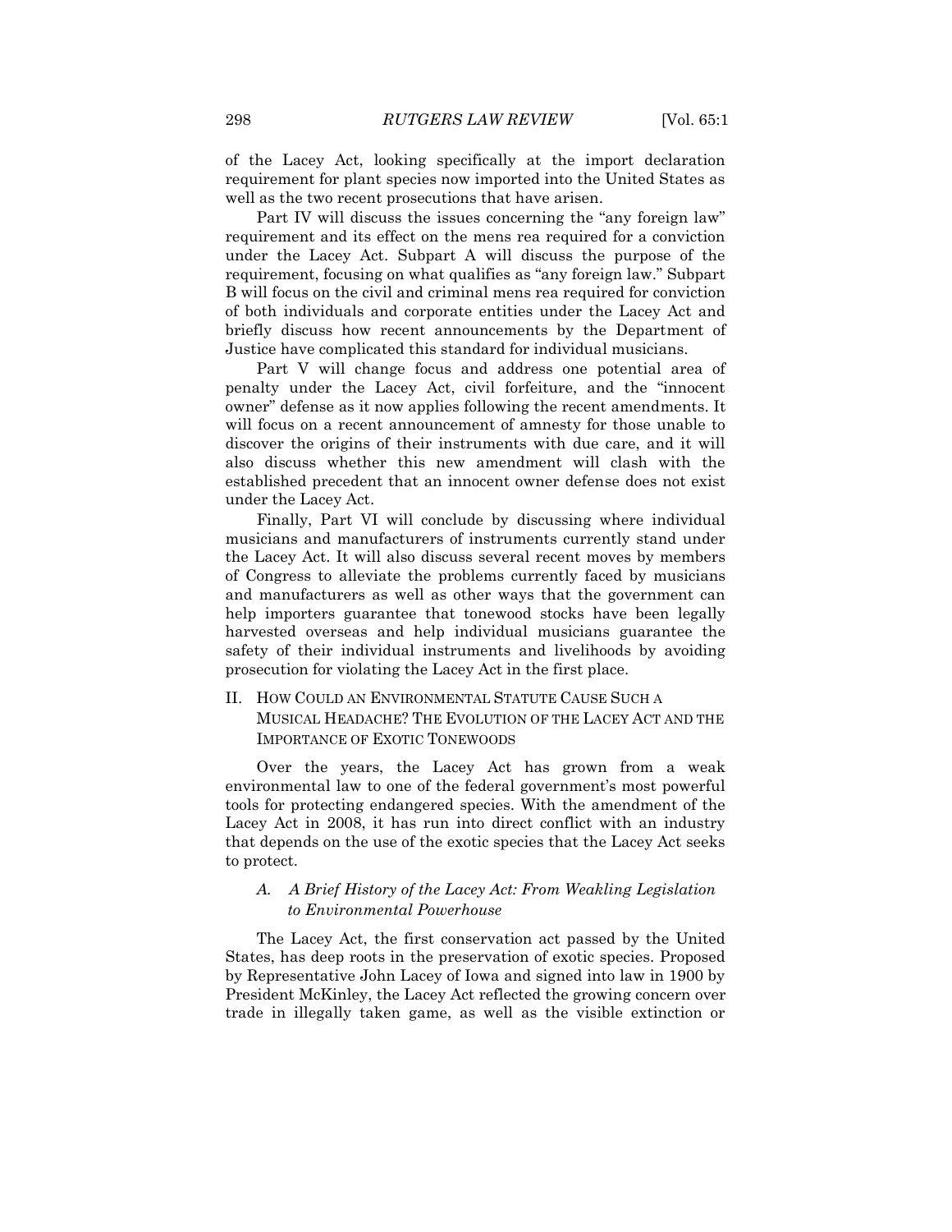of the Lacey Act, looking specifically at the import declaration requirement for plant species now imported into the United States as well as the two recent prosecutions that have arisen.

Part IV will discuss the issues concerning the "any foreign law" requirement and its effect on the mens rea required for a conviction under the Lacey Act. Subpart A will discuss the purpose of the requirement, focusing on what qualifies as "any foreign law." Subpart B will focus on the civil and criminal mens rea required for conviction of both individuals and corporate entities under the Lacey Act and briefly discuss how recent announcements by the Department of Justice have complicated this standard for individual musicians.

Part V will change focus and address one potential area of penalty under the Lacey Act, civil forfeiture, and the "innocent owner" defense as it now applies following the recent amendments. It will focus on a recent announcement of amnesty for those unable to discover the origins of their instruments with due care, and it will also discuss whether this new amendment will clash with the established precedent that an innocent owner defense does not exist under the Lacey Act.

Finally, Part VI will conclude by discussing where individual musicians and manufacturers of instruments currently stand under the Lacey Act. It will also discuss several recent moves by members of Congress to alleviate the problems currently faced by musicians and manufacturers as well as other ways that the government can help importers guarantee that tonewood stocks have been legally harvested overseas and help individual musicians guarantee the safety of their individual instruments and livelihoods by avoiding prosecution for violating the Lacey Act in the first place.

## II. How Could an Environmental Statute Cause Such a Musical Headache? The Evolution of the Lacey Act and the Importance of Exotic Tonewoods

Over the years, the Lacey Act has grown from a weak environmental law to one of the federal government's most powerful tools for protecting endangered species. With the amendment of the Lacey Act in 2008, it has run into direct conflict with an industry that depends on the use of the exotic species that the Lacey Act seeks to protect.

### *A. A Brief History of the Lacey Act: From Weakling Legislation to Environmental Powerhouse*

The Lacey Act, the first conservation act passed by the United States, has deep roots in the preservation of exotic species. Proposed by Representative John Lacey of Iowa and signed into law in 1900 by President McKinley, the Lacey Act reflected the growing concern over trade in illegally taken game, as well as the visible extinction or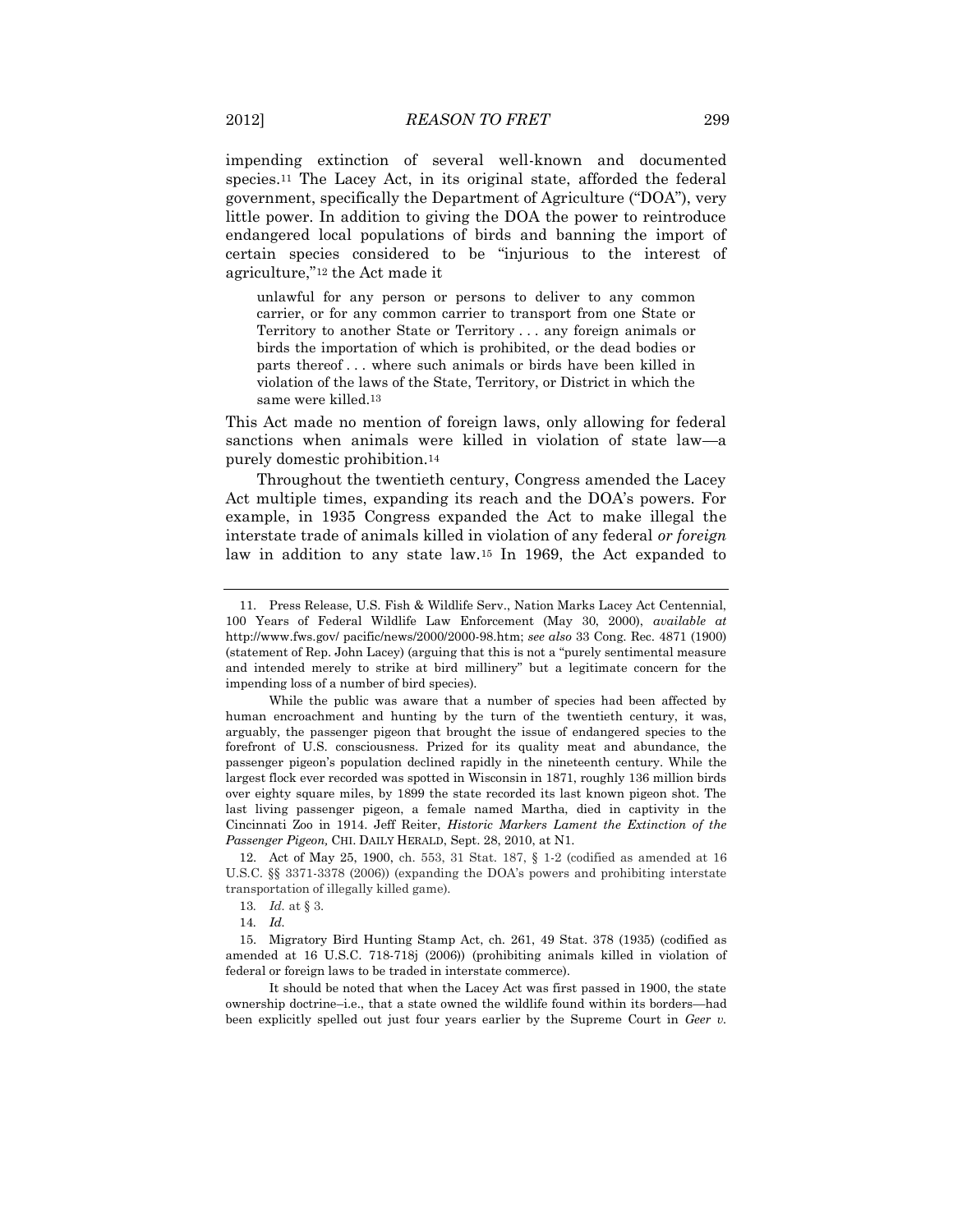impending extinction of several well-known and documented species.[11] The Lacey Act, in its original state, afforded the federal government, specifically the Department of Agriculture ("DOA"), very little power. In addition to giving the DOA the power to reintroduce endangered local populations of birds and banning the import of certain species considered to be "injurious to the interest of agriculture,"[12] the Act made it

> unlawful for any person or persons to deliver to any common carrier, or for any common carrier to transport from one State or Territory to another State or Territory . . . any foreign animals or birds the importation of which is prohibited, or the dead bodies or parts thereof . . . where such animals or birds have been killed in violation of the laws of the State, Territory, or District in which the same were killed.[13]

This Act made no mention of foreign laws, only allowing for federal sanctions when animals were killed in violation of state law—a purely domestic prohibition.[14]

Throughout the twentieth century, Congress amended the Lacey Act multiple times, expanding its reach and the DOA's powers. For example, in 1935 Congress expanded the Act to make illegal the interstate trade of animals killed in violation of any federal *or foreign* law in addition to any state law.[15] In 1969, the Act expanded to

---

11. Press Release, U.S. Fish & Wildlife Serv., Nation Marks Lacey Act Centennial, 100 Years of Federal Wildlife Law Enforcement (May 30, 2000), *available at* http://www.fws.gov/ pacific/news/2000/2000-98.htm; *see also* 33 Cong. Rec. 4871 (1900) (statement of Rep. John Lacey) (arguing that this is not a "purely sentimental measure and intended merely to strike at bird millinery" but a legitimate concern for the impending loss of a number of bird species).

While the public was aware that a number of species had been affected by human encroachment and hunting by the turn of the twentieth century, it was, arguably, the passenger pigeon that brought the issue of endangered species to the forefront of U.S. consciousness. Prized for its quality meat and abundance, the passenger pigeon's population declined rapidly in the nineteenth century. While the largest flock ever recorded was spotted in Wisconsin in 1871, roughly 136 million birds over eighty square miles, by 1899 the state recorded its last known pigeon shot. The last living passenger pigeon, a female named Martha, died in captivity in the Cincinnati Zoo in 1914. Jeff Reiter, *Historic Markers Lament the Extinction of the Passenger Pigeon,* CHI. DAILY HERALD, Sept. 28, 2010, at N1.

12. Act of May 25, 1900, ch. 553, 31 Stat. 187, § 1-2 (codified as amended at 16 U.S.C. §§ 3371-3378 (2006)) (expanding the DOA's powers and prohibiting interstate transportation of illegally killed game).

13. *Id.* at § 3.

14. *Id.*

15. Migratory Bird Hunting Stamp Act, ch. 261, 49 Stat. 378 (1935) (codified as amended at 16 U.S.C. 718-718j (2006)) (prohibiting animals killed in violation of federal or foreign laws to be traded in interstate commerce).

It should be noted that when the Lacey Act was first passed in 1900, the state ownership doctrine–i.e., that a state owned the wildlife found within its borders—had been explicitly spelled out just four years earlier by the Supreme Court in *Geer v.*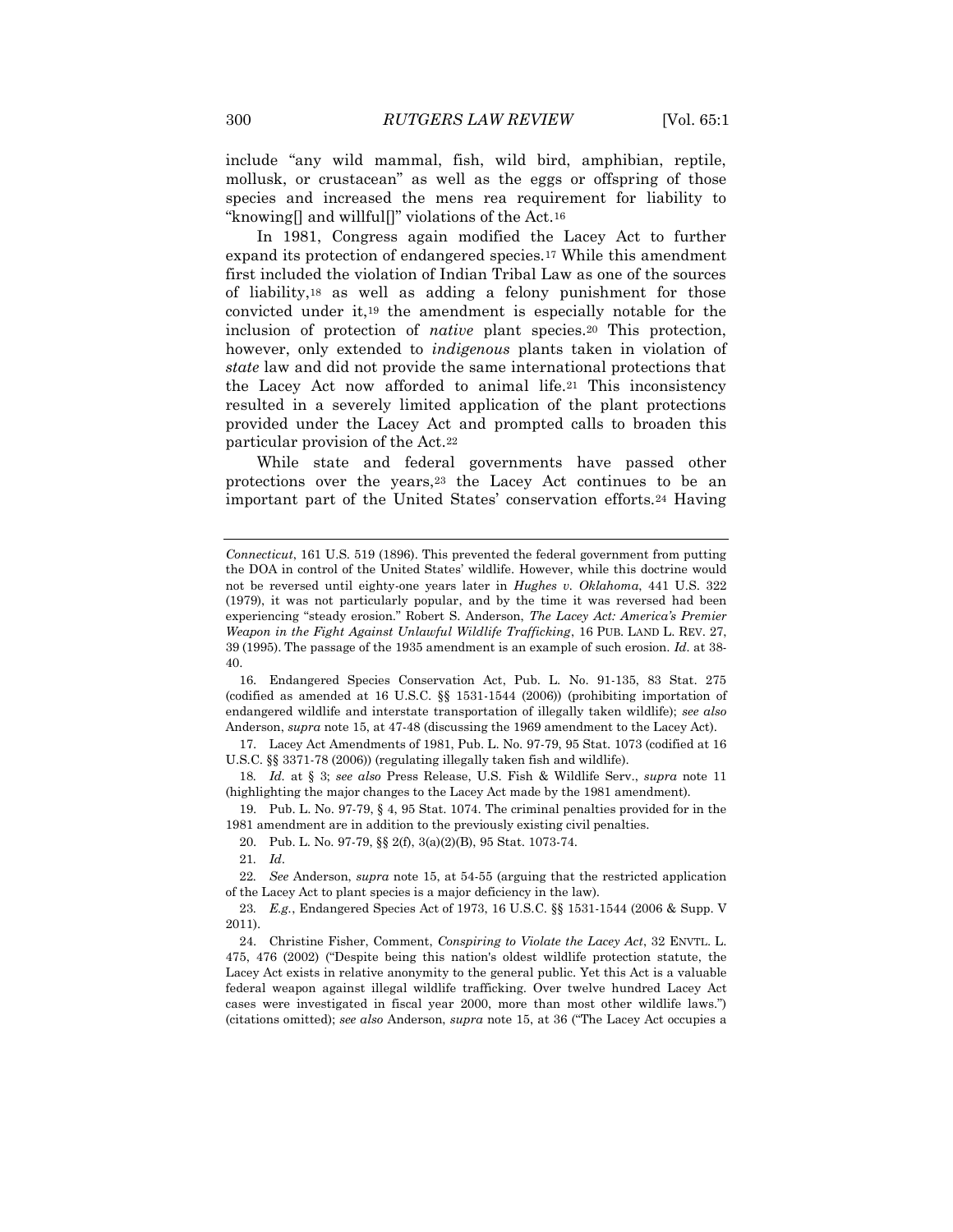include "any wild mammal, fish, wild bird, amphibian, reptile, mollusk, or crustacean" as well as the eggs or offspring of those species and increased the mens rea requirement for liability to "knowing[] and willful[]" violations of the Act.[16]

In 1981, Congress again modified the Lacey Act to further expand its protection of endangered species.[17] While this amendment first included the violation of Indian Tribal Law as one of the sources of liability,[18] as well as adding a felony punishment for those convicted under it,[19] the amendment is especially notable for the inclusion of protection of *native* plant species.[20] This protection, however, only extended to *indigenous* plants taken in violation of *state* law and did not provide the same international protections that the Lacey Act now afforded to animal life.[21] This inconsistency resulted in a severely limited application of the plant protections provided under the Lacey Act and prompted calls to broaden this particular provision of the Act.[22]

While state and federal governments have passed other protections over the years,[23] the Lacey Act continues to be an important part of the United States' conservation efforts.[24] Having

---

*Connecticut*, 161 U.S. 519 (1896). This prevented the federal government from putting the DOA in control of the United States' wildlife. However, while this doctrine would not be reversed until eighty-one years later in *Hughes v. Oklahoma*, 441 U.S. 322 (1979), it was not particularly popular, and by the time it was reversed had been experiencing "steady erosion." Robert S. Anderson, *The Lacey Act: America's Premier Weapon in the Fight Against Unlawful Wildlife Trafficking*, 16 PUB. LAND L. REV. 27, 39 (1995). The passage of the 1935 amendment is an example of such erosion. *Id.* at 38-40.

16. Endangered Species Conservation Act, Pub. L. No. 91-135, 83 Stat. 275 (codified as amended at 16 U.S.C. §§ 1531-1544 (2006)) (prohibiting importation of endangered wildlife and interstate transportation of illegally taken wildlife); *see also* Anderson, *supra* note 15, at 47-48 (discussing the 1969 amendment to the Lacey Act).

17. Lacey Act Amendments of 1981, Pub. L. No. 97-79, 95 Stat. 1073 (codified at 16 U.S.C. §§ 3371-78 (2006)) (regulating illegally taken fish and wildlife).

18. *Id.* at § 3; *see also* Press Release, U.S. Fish & Wildlife Serv., *supra* note 11 (highlighting the major changes to the Lacey Act made by the 1981 amendment).

19. Pub. L. No. 97-79, § 4, 95 Stat. 1074. The criminal penalties provided for in the 1981 amendment are in addition to the previously existing civil penalties.

20. Pub. L. No. 97-79, §§ 2(f), 3(a)(2)(B), 95 Stat. 1073-74.

21. *Id.*

22. *See* Anderson, *supra* note 15, at 54-55 (arguing that the restricted application of the Lacey Act to plant species is a major deficiency in the law).

23. *E.g.*, Endangered Species Act of 1973, 16 U.S.C. §§ 1531-1544 (2006 & Supp. V 2011).

24. Christine Fisher, Comment, *Conspiring to Violate the Lacey Act*, 32 ENVTL. L. 475, 476 (2002) ("Despite being this nation's oldest wildlife protection statute, the Lacey Act exists in relative anonymity to the general public. Yet this Act is a valuable federal weapon against illegal wildlife trafficking. Over twelve hundred Lacey Act cases were investigated in fiscal year 2000, more than most other wildlife laws.") (citations omitted); *see also* Anderson, *supra* note 15, at 36 ("The Lacey Act occupies a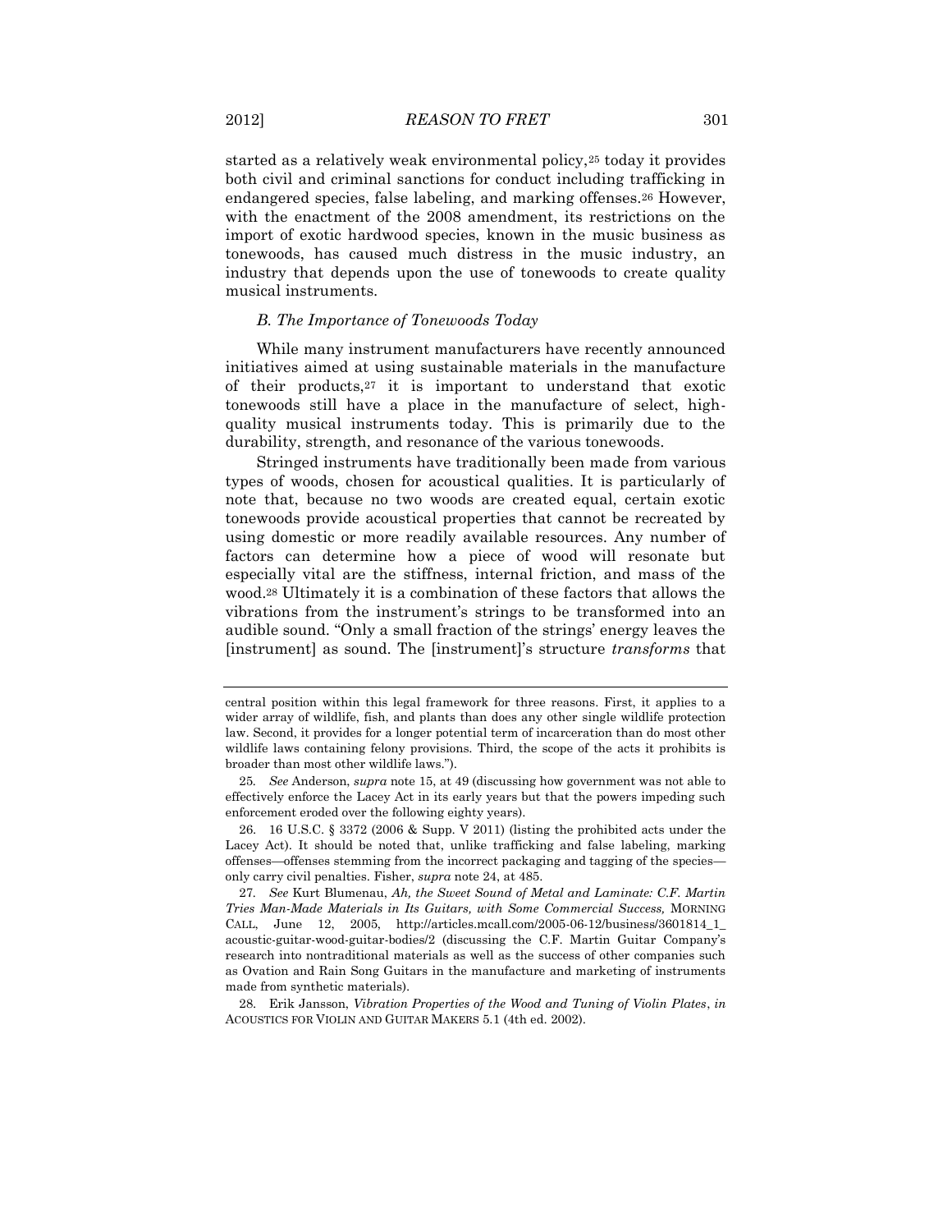started as a relatively weak environmental policy,[25] today it provides both civil and criminal sanctions for conduct including trafficking in endangered species, false labeling, and marking offenses.[26] However, with the enactment of the 2008 amendment, its restrictions on the import of exotic hardwood species, known in the music business as tonewoods, has caused much distress in the music industry, an industry that depends upon the use of tonewoods to create quality musical instruments.

### *B. The Importance of Tonewoods Today*

While many instrument manufacturers have recently announced initiatives aimed at using sustainable materials in the manufacture of their products,[27] it is important to understand that exotic tonewoods still have a place in the manufacture of select, high-quality musical instruments today. This is primarily due to the durability, strength, and resonance of the various tonewoods.

Stringed instruments have traditionally been made from various types of woods, chosen for acoustical qualities. It is particularly of note that, because no two woods are created equal, certain exotic tonewoods provide acoustical properties that cannot be recreated by using domestic or more readily available resources. Any number of factors can determine how a piece of wood will resonate but especially vital are the stiffness, internal friction, and mass of the wood.[28] Ultimately it is a combination of these factors that allows the vibrations from the instrument's strings to be transformed into an audible sound. "Only a small fraction of the strings' energy leaves the [instrument] as sound. The [instrument]'s structure *transforms* that

---

central position within this legal framework for three reasons. First, it applies to a wider array of wildlife, fish, and plants than does any other single wildlife protection law. Second, it provides for a longer potential term of incarceration than do most other wildlife laws containing felony provisions. Third, the scope of the acts it prohibits is broader than most other wildlife laws.").

25. *See* Anderson, *supra* note 15, at 49 (discussing how government was not able to effectively enforce the Lacey Act in its early years but that the powers impeding such enforcement eroded over the following eighty years).

26. 16 U.S.C. § 3372 (2006 & Supp. V 2011) (listing the prohibited acts under the Lacey Act). It should be noted that, unlike trafficking and false labeling, marking offenses—offenses stemming from the incorrect packaging and tagging of the species—only carry civil penalties. Fisher, *supra* note 24, at 485.

27. *See* Kurt Blumenau, *Ah, the Sweet Sound of Metal and Laminate: C.F. Martin Tries Man-Made Materials in Its Guitars, with Some Commercial Success,* MORNING CALL, June 12, 2005, http://articles.mcall.com/2005-06-12/business/3601814_1_acoustic-guitar-wood-guitar-bodies/2 (discussing the C.F. Martin Guitar Company's research into nontraditional materials as well as the success of other companies such as Ovation and Rain Song Guitars in the manufacture and marketing of instruments made from synthetic materials).

28. Erik Jansson, *Vibration Properties of the Wood and Tuning of Violin Plates*, *in* ACOUSTICS FOR VIOLIN AND GUITAR MAKERS 5.1 (4th ed. 2002).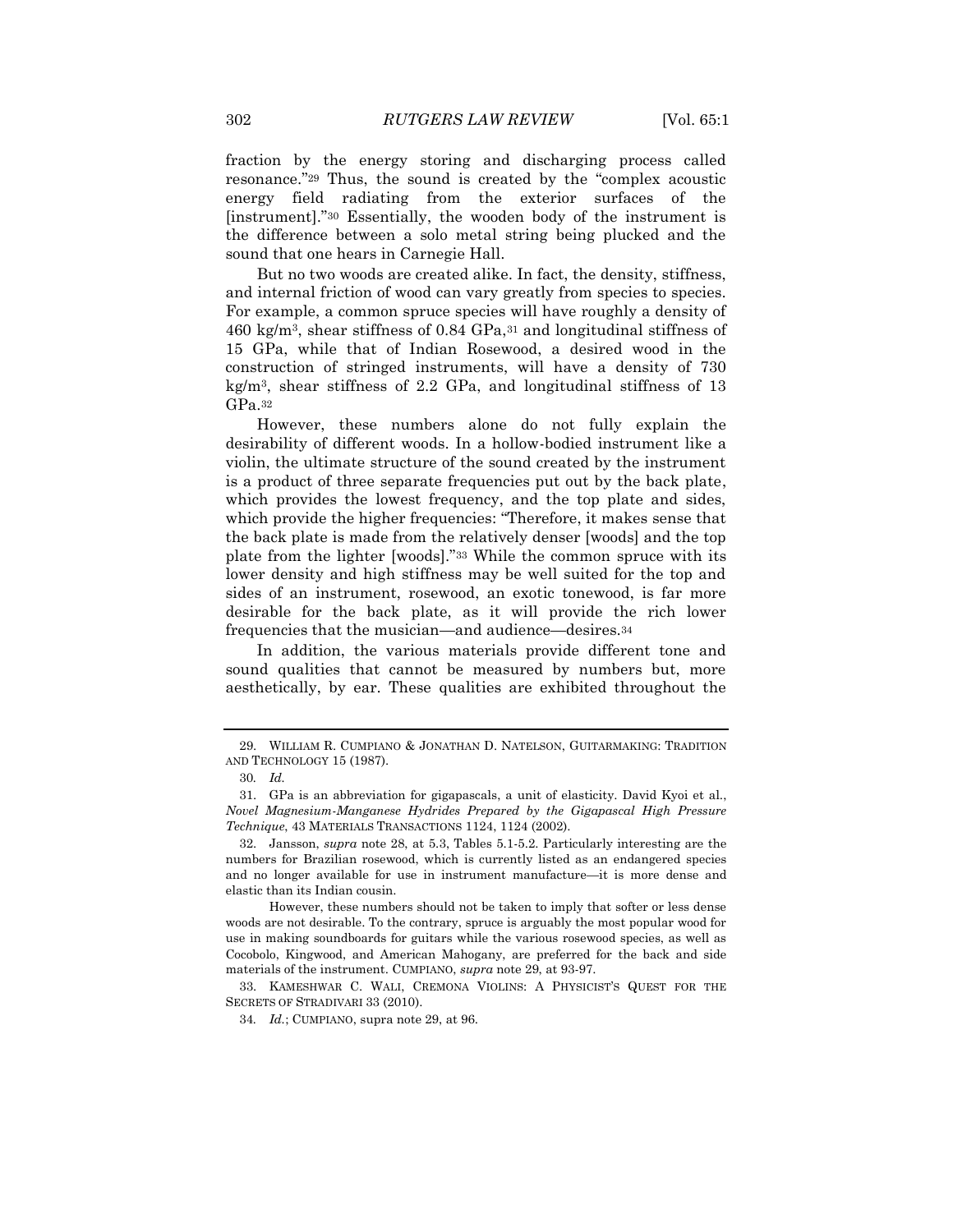fraction by the energy storing and discharging process called resonance."[29] Thus, the sound is created by the "complex acoustic energy field radiating from the exterior surfaces of the [instrument]."[30] Essentially, the wooden body of the instrument is the difference between a solo metal string being plucked and the sound that one hears in Carnegie Hall.

But no two woods are created alike. In fact, the density, stiffness, and internal friction of wood can vary greatly from species to species. For example, a common spruce species will have roughly a density of 460 kg/m$^3$, shear stiffness of 0.84 GPa,[31] and longitudinal stiffness of 15 GPa, while that of Indian Rosewood, a desired wood in the construction of stringed instruments, will have a density of 730 kg/m$^3$, shear stiffness of 2.2 GPa, and longitudinal stiffness of 13 GPa.[32]

However, these numbers alone do not fully explain the desirability of different woods. In a hollow-bodied instrument like a violin, the ultimate structure of the sound created by the instrument is a product of three separate frequencies put out by the back plate, which provides the lowest frequency, and the top plate and sides, which provide the higher frequencies: "Therefore, it makes sense that the back plate is made from the relatively denser [woods] and the top plate from the lighter [woods]."[33] While the common spruce with its lower density and high stiffness may be well suited for the top and sides of an instrument, rosewood, an exotic tonewood, is far more desirable for the back plate, as it will provide the rich lower frequencies that the musician—and audience—desires.[34]

In addition, the various materials provide different tone and sound qualities that cannot be measured by numbers but, more aesthetically, by ear. These qualities are exhibited throughout the

---

29. WILLIAM R. CUMPIANO & JONATHAN D. NATELSON, GUITARMAKING: TRADITION AND TECHNOLOGY 15 (1987).

30. *Id.*

31. GPa is an abbreviation for gigapascals, a unit of elasticity. David Kyoi et al., *Novel Magnesium-Manganese Hydrides Prepared by the Gigapascal High Pressure Technique*, 43 MATERIALS TRANSACTIONS 1124, 1124 (2002).

32. Jansson, *supra* note 28, at 5.3, Tables 5.1-5.2. Particularly interesting are the numbers for Brazilian rosewood, which is currently listed as an endangered species and no longer available for use in instrument manufacture—it is more dense and elastic than its Indian cousin.

However, these numbers should not be taken to imply that softer or less dense woods are not desirable. To the contrary, spruce is arguably the most popular wood for use in making soundboards for guitars while the various rosewood species, as well as Cocobolo, Kingwood, and American Mahogany, are preferred for the back and side materials of the instrument. CUMPIANO, *supra* note 29, at 93-97.

33. KAMESHWAR C. WALI, CREMONA VIOLINS: A PHYSICIST'S QUEST FOR THE SECRETS OF STRADIVARI 33 (2010).

34. *Id.*; CUMPIANO, supra note 29, at 96.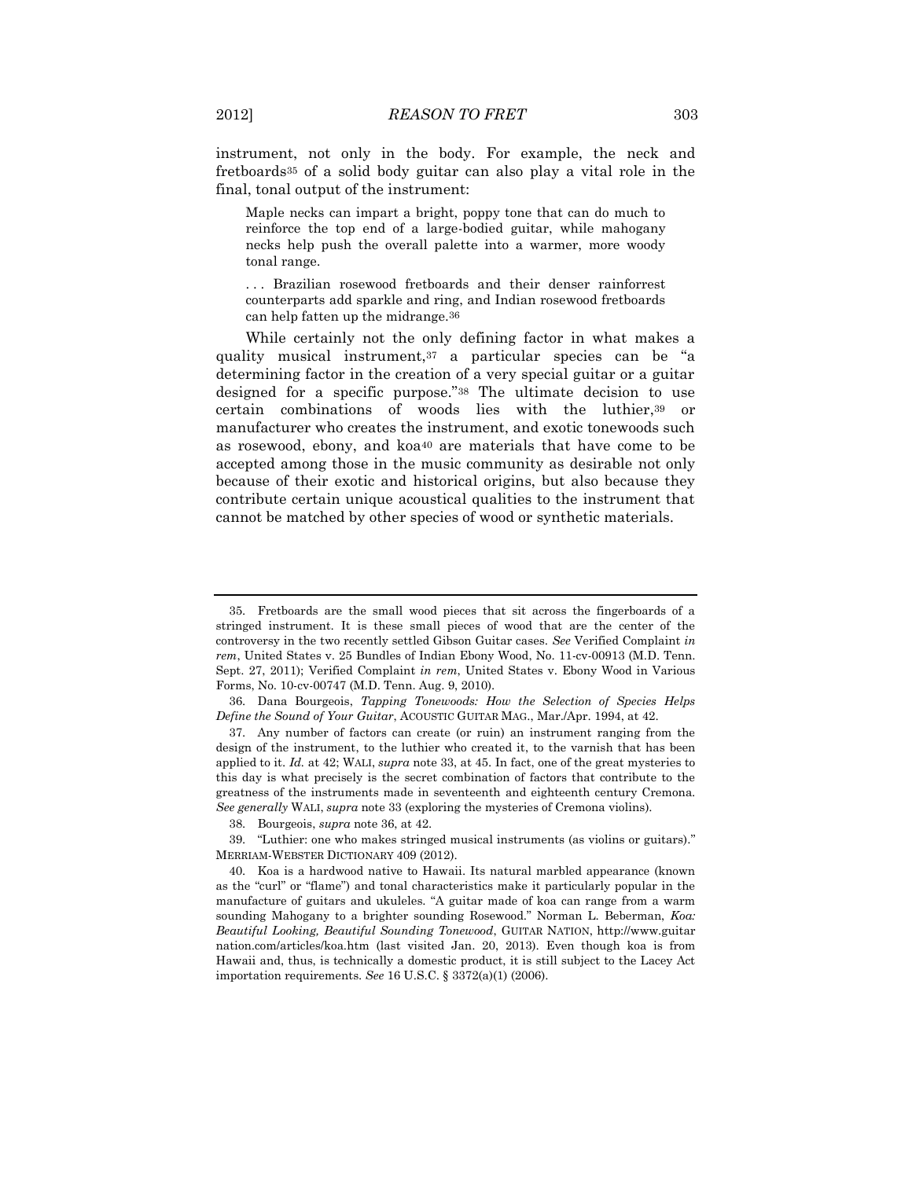instrument, not only in the body. For example, the neck and fretboards[35] of a solid body guitar can also play a vital role in the final, tonal output of the instrument:

> Maple necks can impart a bright, poppy tone that can do much to reinforce the top end of a large-bodied guitar, while mahogany necks help push the overall palette into a warmer, more woody tonal range.
>
> . . . Brazilian rosewood fretboards and their denser rainforrest counterparts add sparkle and ring, and Indian rosewood fretboards can help fatten up the midrange.[36]

While certainly not the only defining factor in what makes a quality musical instrument,[37] a particular species can be "a determining factor in the creation of a very special guitar or a guitar designed for a specific purpose."[38] The ultimate decision to use certain combinations of woods lies with the luthier,[39] or manufacturer who creates the instrument, and exotic tonewoods such as rosewood, ebony, and koa[40] are materials that have come to be accepted among those in the music community as desirable not only because of their exotic and historical origins, but also because they contribute certain unique acoustical qualities to the instrument that cannot be matched by other species of wood or synthetic materials.

---

35. Fretboards are the small wood pieces that sit across the fingerboards of a stringed instrument. It is these small pieces of wood that are the center of the controversy in the two recently settled Gibson Guitar cases. *See* Verified Complaint *in rem*, United States v. 25 Bundles of Indian Ebony Wood, No. 11-cv-00913 (M.D. Tenn. Sept. 27, 2011); Verified Complaint *in rem*, United States v. Ebony Wood in Various Forms, No. 10-cv-00747 (M.D. Tenn. Aug. 9, 2010).

36. Dana Bourgeois, *Tapping Tonewoods: How the Selection of Species Helps Define the Sound of Your Guitar*, ACOUSTIC GUITAR MAG., Mar./Apr. 1994, at 42.

37. Any number of factors can create (or ruin) an instrument ranging from the design of the instrument, to the luthier who created it, to the varnish that has been applied to it. *Id.* at 42; WALI, *supra* note 33, at 45. In fact, one of the great mysteries to this day is what precisely is the secret combination of factors that contribute to the greatness of the instruments made in seventeenth and eighteenth century Cremona. *See generally* WALI, *supra* note 33 (exploring the mysteries of Cremona violins).

38. Bourgeois, *supra* note 36, at 42.

39. "Luthier: one who makes stringed musical instruments (as violins or guitars)." MERRIAM-WEBSTER DICTIONARY 409 (2012).

40. Koa is a hardwood native to Hawaii. Its natural marbled appearance (known as the "curl" or "flame") and tonal characteristics make it particularly popular in the manufacture of guitars and ukuleles. "A guitar made of koa can range from a warm sounding Mahogany to a brighter sounding Rosewood." Norman L. Beberman, *Koa: Beautiful Looking, Beautiful Sounding Tonewood*, GUITAR NATION, http://www.guitarnation.com/articles/koa.htm (last visited Jan. 20, 2013). Even though koa is from Hawaii and, thus, is technically a domestic product, it is still subject to the Lacey Act importation requirements. *See* 16 U.S.C. § 3372(a)(1) (2006).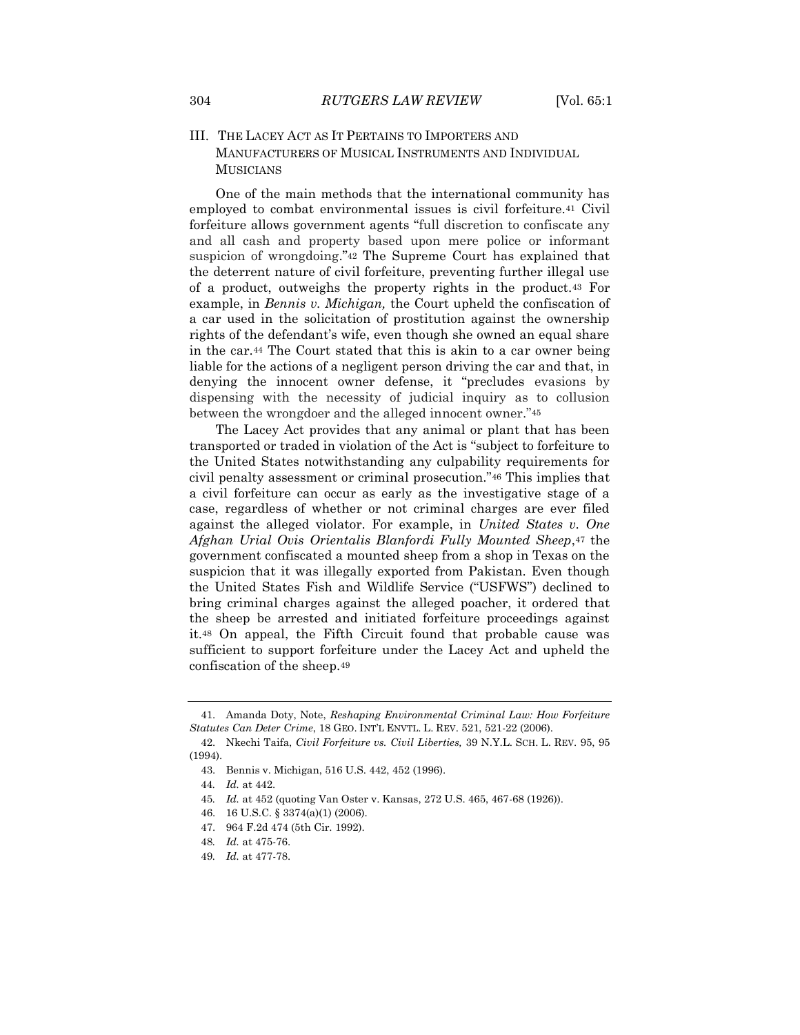## III. THE LACEY ACT AS IT PERTAINS TO IMPORTERS AND MANUFACTURERS OF MUSICAL INSTRUMENTS AND INDIVIDUAL MUSICIANS

One of the main methods that the international community has employed to combat environmental issues is civil forfeiture.[41] Civil forfeiture allows government agents "full discretion to confiscate any and all cash and property based upon mere police or informant suspicion of wrongdoing."[42] The Supreme Court has explained that the deterrent nature of civil forfeiture, preventing further illegal use of a product, outweighs the property rights in the product.[43] For example, in *Bennis v. Michigan,* the Court upheld the confiscation of a car used in the solicitation of prostitution against the ownership rights of the defendant's wife, even though she owned an equal share in the car.[44] The Court stated that this is akin to a car owner being liable for the actions of a negligent person driving the car and that, in denying the innocent owner defense, it "precludes evasions by dispensing with the necessity of judicial inquiry as to collusion between the wrongdoer and the alleged innocent owner."[45]

The Lacey Act provides that any animal or plant that has been transported or traded in violation of the Act is "subject to forfeiture to the United States notwithstanding any culpability requirements for civil penalty assessment or criminal prosecution."[46] This implies that a civil forfeiture can occur as early as the investigative stage of a case, regardless of whether or not criminal charges are ever filed against the alleged violator. For example, in *United States v. One Afghan Urial Ovis Orientalis Blanfordi Fully Mounted Sheep*,[47] the government confiscated a mounted sheep from a shop in Texas on the suspicion that it was illegally exported from Pakistan. Even though the United States Fish and Wildlife Service ("USFWS") declined to bring criminal charges against the alleged poacher, it ordered that the sheep be arrested and initiated forfeiture proceedings against it.[48] On appeal, the Fifth Circuit found that probable cause was sufficient to support forfeiture under the Lacey Act and upheld the confiscation of the sheep.[49]

---

41. Amanda Doty, Note, *Reshaping Environmental Criminal Law: How Forfeiture Statutes Can Deter Crime*, 18 GEO. INT'L ENVTL. L. REV. 521, 521-22 (2006).

42. Nkechi Taifa, *Civil Forfeiture vs. Civil Liberties,* 39 N.Y.L. SCH. L. REV. 95, 95 (1994).

43. Bennis v. Michigan, 516 U.S. 442, 452 (1996).

44. *Id.* at 442.

45. *Id.* at 452 (quoting Van Oster v. Kansas, 272 U.S. 465, 467-68 (1926)).

46. 16 U.S.C. § 3374(a)(1) (2006).

47. 964 F.2d 474 (5th Cir. 1992).

48. *Id.* at 475-76.

49. *Id.* at 477-78.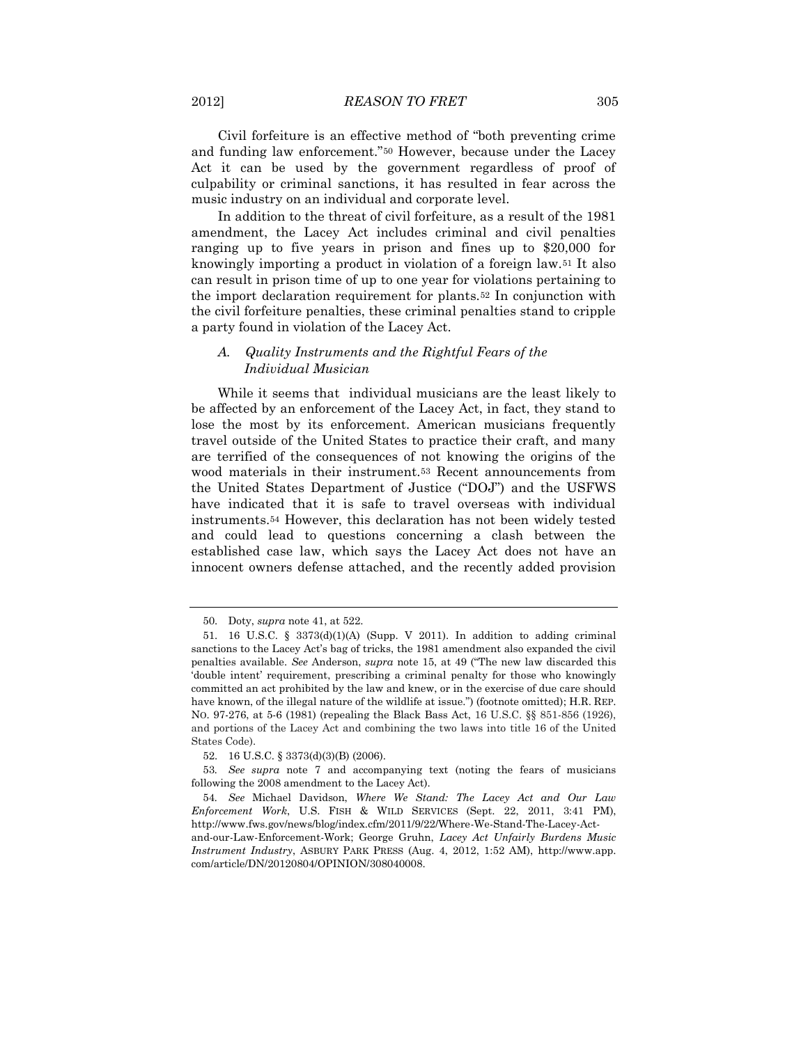Civil forfeiture is an effective method of "both preventing crime and funding law enforcement."[50] However, because under the Lacey Act it can be used by the government regardless of proof of culpability or criminal sanctions, it has resulted in fear across the music industry on an individual and corporate level.

In addition to the threat of civil forfeiture, as a result of the 1981 amendment, the Lacey Act includes criminal and civil penalties ranging up to five years in prison and fines up to $20,000 for knowingly importing a product in violation of a foreign law.[51] It also can result in prison time of up to one year for violations pertaining to the import declaration requirement for plants.[52] In conjunction with the civil forfeiture penalties, these criminal penalties stand to cripple a party found in violation of the Lacey Act.

### *A. Quality Instruments and the Rightful Fears of the Individual Musician*

While it seems that individual musicians are the least likely to be affected by an enforcement of the Lacey Act, in fact, they stand to lose the most by its enforcement. American musicians frequently travel outside of the United States to practice their craft, and many are terrified of the consequences of not knowing the origins of the wood materials in their instrument.[53] Recent announcements from the United States Department of Justice ("DOJ") and the USFWS have indicated that it is safe to travel overseas with individual instruments.[54] However, this declaration has not been widely tested and could lead to questions concerning a clash between the established case law, which says the Lacey Act does not have an innocent owners defense attached, and the recently added provision

---

50. Doty, *supra* note 41, at 522.

51. 16 U.S.C. § 3373(d)(1)(A) (Supp. V 2011). In addition to adding criminal sanctions to the Lacey Act's bag of tricks, the 1981 amendment also expanded the civil penalties available. *See* Anderson, *supra* note 15, at 49 ("The new law discarded this 'double intent' requirement, prescribing a criminal penalty for those who knowingly committed an act prohibited by the law and knew, or in the exercise of due care should have known, of the illegal nature of the wildlife at issue.") (footnote omitted); H.R. REP. NO. 97-276, at 5-6 (1981) (repealing the Black Bass Act, 16 U.S.C. §§ 851-856 (1926), and portions of the Lacey Act and combining the two laws into title 16 of the United States Code).

52. 16 U.S.C. § 3373(d)(3)(B) (2006).

53. *See supra* note 7 and accompanying text (noting the fears of musicians following the 2008 amendment to the Lacey Act).

54. *See* Michael Davidson, *Where We Stand: The Lacey Act and Our Law Enforcement Work*, U.S. FISH & WILD SERVICES (Sept. 22, 2011, 3:41 PM), http://www.fws.gov/news/blog/index.cfm/2011/9/22/Where-We-Stand-The-Lacey-Act-and-our-Law-Enforcement-Work; George Gruhn, *Lacey Act Unfairly Burdens Music Instrument Industry*, ASBURY PARK PRESS (Aug. 4, 2012, 1:52 AM), http://www.app.com/article/DN/20120804/OPINION/308040008.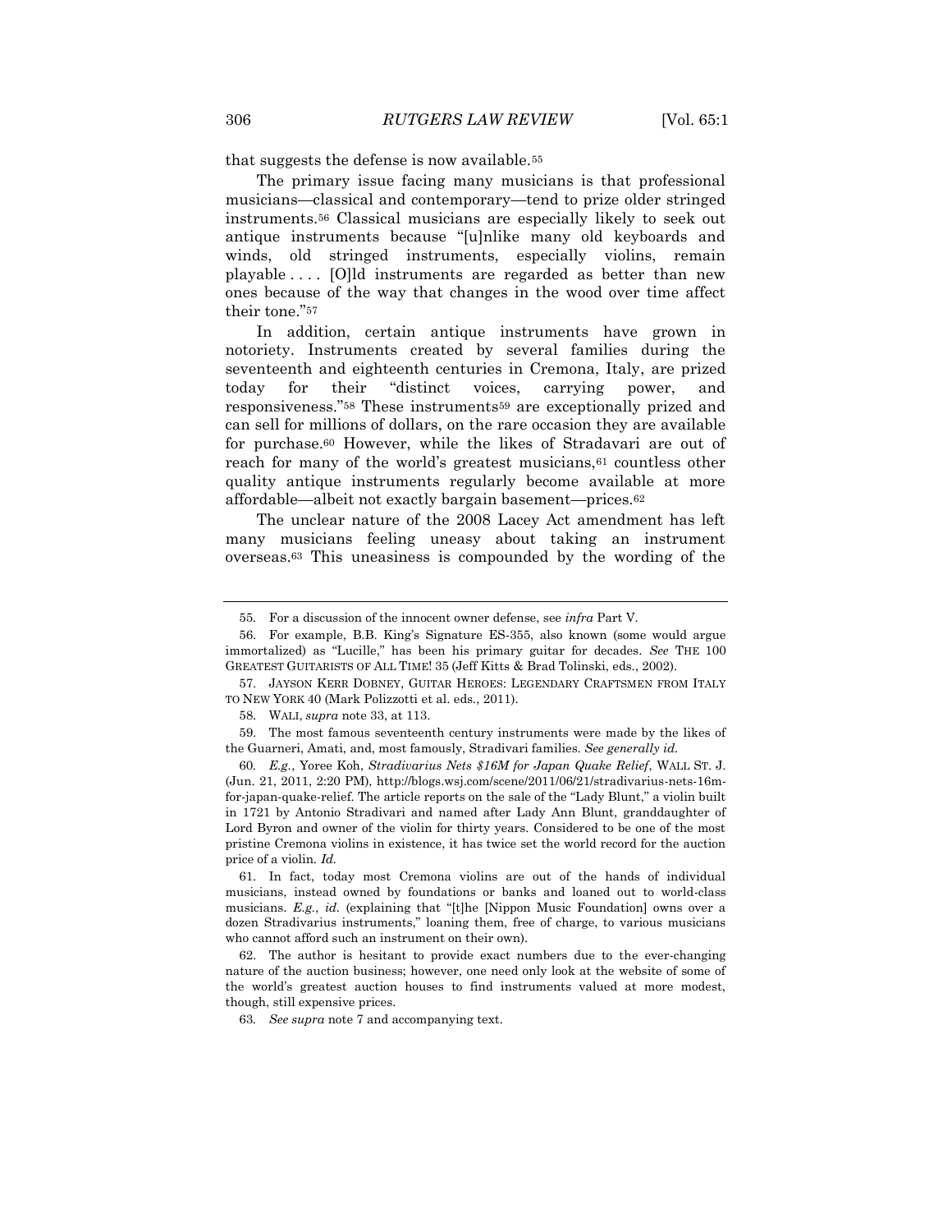that suggests the defense is now available.[55]

The primary issue facing many musicians is that professional musicians—classical and contemporary—tend to prize older stringed instruments.[56] Classical musicians are especially likely to seek out antique instruments because "[u]nlike many old keyboards and winds, old stringed instruments, especially violins, remain playable . . . . [O]ld instruments are regarded as better than new ones because of the way that changes in the wood over time affect their tone."[57]

In addition, certain antique instruments have grown in notoriety. Instruments created by several families during the seventeenth and eighteenth centuries in Cremona, Italy, are prized today for their "distinct voices, carrying power, and responsiveness."[58] These instruments[59] are exceptionally prized and can sell for millions of dollars, on the rare occasion they are available for purchase.[60] However, while the likes of Stradavari are out of reach for many of the world's greatest musicians,[61] countless other quality antique instruments regularly become available at more affordable—albeit not exactly bargain basement—prices.[62]

The unclear nature of the 2008 Lacey Act amendment has left many musicians feeling uneasy about taking an instrument overseas.[63] This uneasiness is compounded by the wording of the

---

55. For a discussion of the innocent owner defense, see *infra* Part V.

56. For example, B.B. King's Signature ES-355, also known (some would argue immortalized) as "Lucille," has been his primary guitar for decades. *See* THE 100 GREATEST GUITARISTS OF ALL TIME! 35 (Jeff Kitts & Brad Tolinski, eds., 2002).

57. JAYSON KERR DOBNEY, GUITAR HEROES: LEGENDARY CRAFTSMEN FROM ITALY TO NEW YORK 40 (Mark Polizzotti et al. eds., 2011).

58. WALI, *supra* note 33, at 113.

59. The most famous seventeenth century instruments were made by the likes of the Guarneri, Amati, and, most famously, Stradivari families. *See generally id.*

60. *E.g.*, Yoree Koh, *Stradivarius Nets $16M for Japan Quake Relief*, WALL ST. J. (Jun. 21, 2011, 2:20 PM), http://blogs.wsj.com/scene/2011/06/21/stradivarius-nets-16m-for-japan-quake-relief. The article reports on the sale of the "Lady Blunt," a violin built in 1721 by Antonio Stradivari and named after Lady Ann Blunt, granddaughter of Lord Byron and owner of the violin for thirty years. Considered to be one of the most pristine Cremona violins in existence, it has twice set the world record for the auction price of a violin. *Id.*

61. In fact, today most Cremona violins are out of the hands of individual musicians, instead owned by foundations or banks and loaned out to world-class musicians. *E.g.*, *id.* (explaining that "[t]he [Nippon Music Foundation] owns over a dozen Stradivarius instruments," loaning them, free of charge, to various musicians who cannot afford such an instrument on their own).

62. The author is hesitant to provide exact numbers due to the ever-changing nature of the auction business; however, one need only look at the website of some of the world's greatest auction houses to find instruments valued at more modest, though, still expensive prices.

63. *See supra* note 7 and accompanying text.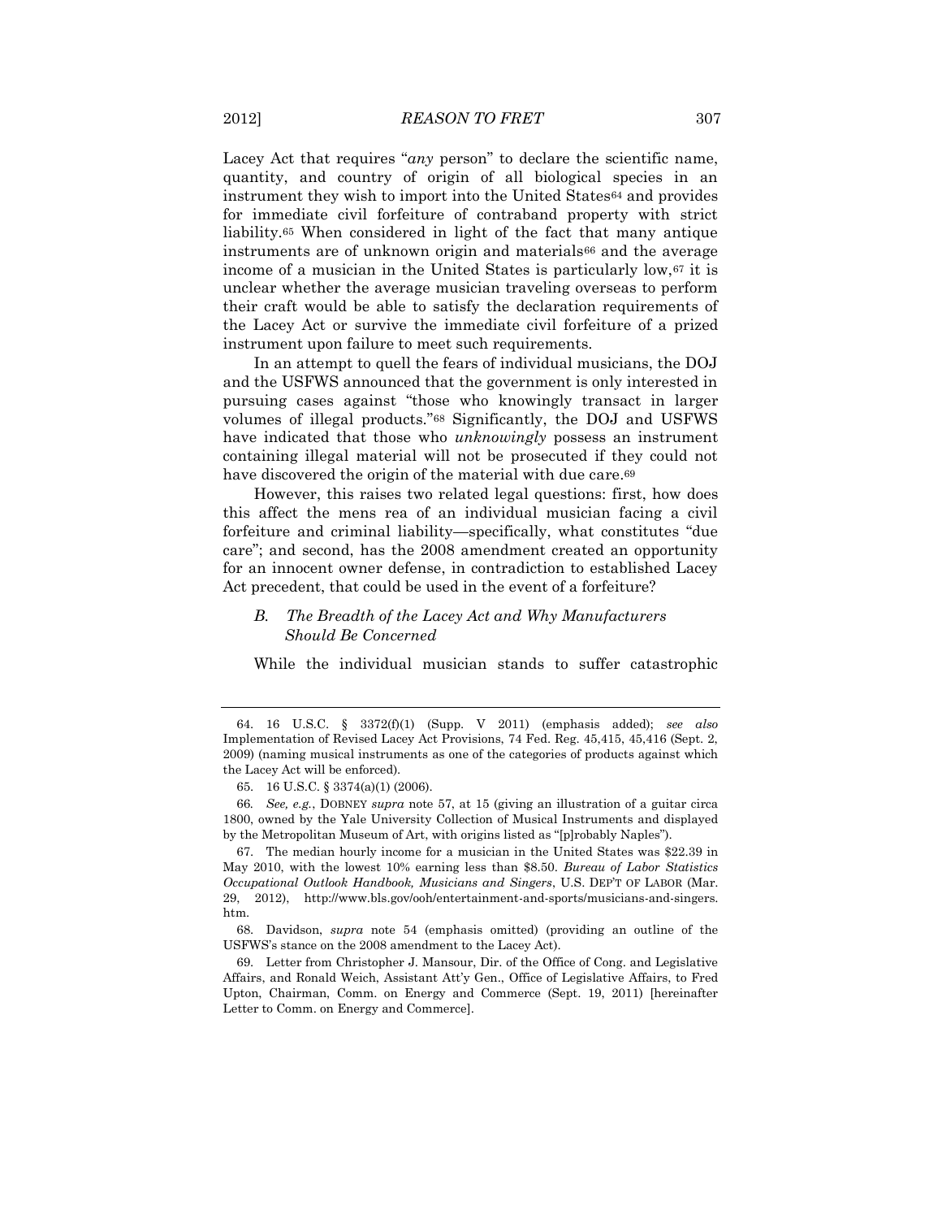Lacey Act that requires "*any* person" to declare the scientific name, quantity, and country of origin of all biological species in an instrument they wish to import into the United States[64] and provides for immediate civil forfeiture of contraband property with strict liability.[65] When considered in light of the fact that many antique instruments are of unknown origin and materials[66] and the average income of a musician in the United States is particularly low,[67] it is unclear whether the average musician traveling overseas to perform their craft would be able to satisfy the declaration requirements of the Lacey Act or survive the immediate civil forfeiture of a prized instrument upon failure to meet such requirements.

In an attempt to quell the fears of individual musicians, the DOJ and the USFWS announced that the government is only interested in pursuing cases against "those who knowingly transact in larger volumes of illegal products."[68] Significantly, the DOJ and USFWS have indicated that those who *unknowingly* possess an instrument containing illegal material will not be prosecuted if they could not have discovered the origin of the material with due care.[69]

However, this raises two related legal questions: first, how does this affect the mens rea of an individual musician facing a civil forfeiture and criminal liability—specifically, what constitutes "due care"; and second, has the 2008 amendment created an opportunity for an innocent owner defense, in contradiction to established Lacey Act precedent, that could be used in the event of a forfeiture?

### *B. The Breadth of the Lacey Act and Why Manufacturers Should Be Concerned*

While the individual musician stands to suffer catastrophic

---

64. 16 U.S.C. § 3372(f)(1) (Supp. V 2011) (emphasis added); *see also* Implementation of Revised Lacey Act Provisions, 74 Fed. Reg. 45,415, 45,416 (Sept. 2, 2009) (naming musical instruments as one of the categories of products against which the Lacey Act will be enforced).

65. 16 U.S.C. § 3374(a)(1) (2006).

66. *See, e.g.*, DOBNEY *supra* note 57, at 15 (giving an illustration of a guitar circa 1800, owned by the Yale University Collection of Musical Instruments and displayed by the Metropolitan Museum of Art, with origins listed as "[p]robably Naples").

67. The median hourly income for a musician in the United States was $22.39 in May 2010, with the lowest 10% earning less than $8.50. *Bureau of Labor Statistics Occupational Outlook Handbook, Musicians and Singers*, U.S. DEP'T OF LABOR (Mar. 29, 2012), http://www.bls.gov/ooh/entertainment-and-sports/musicians-and-singers.htm.

68. Davidson, *supra* note 54 (emphasis omitted) (providing an outline of the USFWS's stance on the 2008 amendment to the Lacey Act).

69. Letter from Christopher J. Mansour, Dir. of the Office of Cong. and Legislative Affairs, and Ronald Weich, Assistant Att'y Gen., Office of Legislative Affairs, to Fred Upton, Chairman, Comm. on Energy and Commerce (Sept. 19, 2011) [hereinafter Letter to Comm. on Energy and Commerce].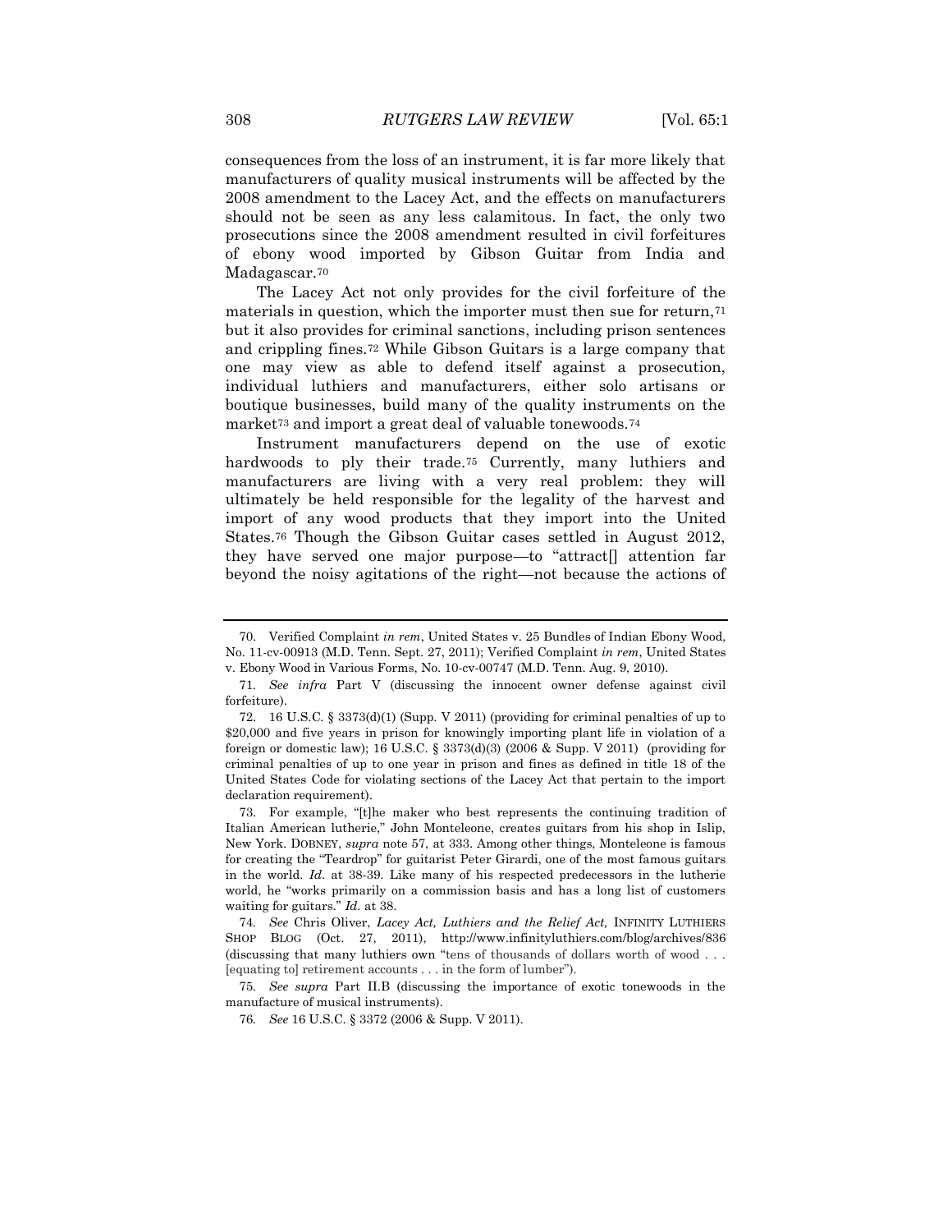consequences from the loss of an instrument, it is far more likely that manufacturers of quality musical instruments will be affected by the 2008 amendment to the Lacey Act, and the effects on manufacturers should not be seen as any less calamitous. In fact, the only two prosecutions since the 2008 amendment resulted in civil forfeitures of ebony wood imported by Gibson Guitar from India and Madagascar.[70]

The Lacey Act not only provides for the civil forfeiture of the materials in question, which the importer must then sue for return,[71] but it also provides for criminal sanctions, including prison sentences and crippling fines.[72] While Gibson Guitars is a large company that one may view as able to defend itself against a prosecution, individual luthiers and manufacturers, either solo artisans or boutique businesses, build many of the quality instruments on the market[73] and import a great deal of valuable tonewoods.[74]

Instrument manufacturers depend on the use of exotic hardwoods to ply their trade.[75] Currently, many luthiers and manufacturers are living with a very real problem: they will ultimately be held responsible for the legality of the harvest and import of any wood products that they import into the United States.[76] Though the Gibson Guitar cases settled in August 2012, they have served one major purpose—to "attract[] attention far beyond the noisy agitations of the right—not because the actions of

---

70. Verified Complaint *in rem*, United States v. 25 Bundles of Indian Ebony Wood, No. 11-cv-00913 (M.D. Tenn. Sept. 27, 2011); Verified Complaint *in rem*, United States v. Ebony Wood in Various Forms, No. 10-cv-00747 (M.D. Tenn. Aug. 9, 2010).

71. *See infra* Part V (discussing the innocent owner defense against civil forfeiture).

72. 16 U.S.C. § 3373(d)(1) (Supp. V 2011) (providing for criminal penalties of up to $20,000 and five years in prison for knowingly importing plant life in violation of a foreign or domestic law); 16 U.S.C. § 3373(d)(3) (2006 & Supp. V 2011) (providing for criminal penalties of up to one year in prison and fines as defined in title 18 of the United States Code for violating sections of the Lacey Act that pertain to the import declaration requirement).

73. For example, "[t]he maker who best represents the continuing tradition of Italian American lutherie," John Monteleone, creates guitars from his shop in Islip, New York. DOBNEY, *supra* note 57, at 333. Among other things, Monteleone is famous for creating the "Teardrop" for guitarist Peter Girardi, one of the most famous guitars in the world. *Id*. at 38-39. Like many of his respected predecessors in the lutherie world, he "works primarily on a commission basis and has a long list of customers waiting for guitars." *Id*. at 38.

74. *See* Chris Oliver, *Lacey Act, Luthiers and the Relief Act,* INFINITY LUTHIERS SHOP BLOG (Oct. 27, 2011), http://www.infinityluthiers.com/blog/archives/836 (discussing that many luthiers own "tens of thousands of dollars worth of wood . . . [equating to] retirement accounts . . . in the form of lumber").

75. *See supra* Part II.B (discussing the importance of exotic tonewoods in the manufacture of musical instruments).

76. *See* 16 U.S.C. § 3372 (2006 & Supp. V 2011).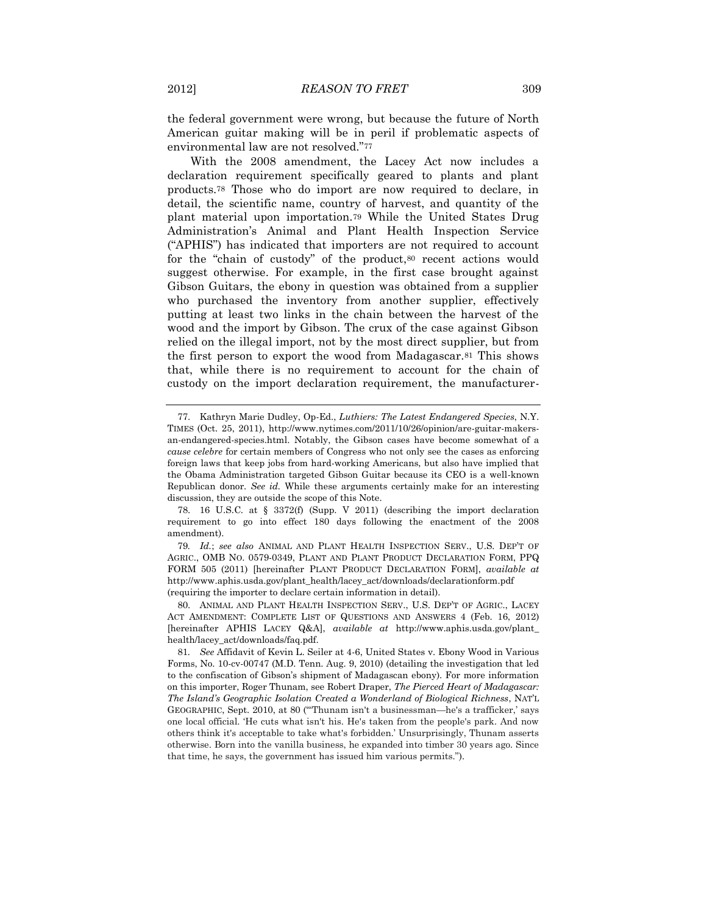the federal government were wrong, but because the future of North American guitar making will be in peril if problematic aspects of environmental law are not resolved."[77]

With the 2008 amendment, the Lacey Act now includes a declaration requirement specifically geared to plants and plant products.[78] Those who do import are now required to declare, in detail, the scientific name, country of harvest, and quantity of the plant material upon importation.[79] While the United States Drug Administration's Animal and Plant Health Inspection Service ("APHIS") has indicated that importers are not required to account for the "chain of custody" of the product,[80] recent actions would suggest otherwise. For example, in the first case brought against Gibson Guitars, the ebony in question was obtained from a supplier who purchased the inventory from another supplier, effectively putting at least two links in the chain between the harvest of the wood and the import by Gibson. The crux of the case against Gibson relied on the illegal import, not by the most direct supplier, but from the first person to export the wood from Madagascar.[81] This shows that, while there is no requirement to account for the chain of custody on the import declaration requirement, the manufacturer-

---

77. Kathryn Marie Dudley, Op-Ed., *Luthiers: The Latest Endangered Species*, N.Y. TIMES (Oct. 25, 2011), http://www.nytimes.com/2011/10/26/opinion/are-guitar-makers-an-endangered-species.html. Notably, the Gibson cases have become somewhat of a *cause celebre* for certain members of Congress who not only see the cases as enforcing foreign laws that keep jobs from hard-working Americans, but also have implied that the Obama Administration targeted Gibson Guitar because its CEO is a well-known Republican donor. *See id.* While these arguments certainly make for an interesting discussion, they are outside the scope of this Note.

78. 16 U.S.C. at § 3372(f) (Supp. V 2011) (describing the import declaration requirement to go into effect 180 days following the enactment of the 2008 amendment).

79. *Id.*; *see also* ANIMAL AND PLANT HEALTH INSPECTION SERV., U.S. DEP'T OF AGRIC., OMB NO. 0579-0349, PLANT AND PLANT PRODUCT DECLARATION FORM, PPQ FORM 505 (2011) [hereinafter PLANT PRODUCT DECLARATION FORM], *available at* http://www.aphis.usda.gov/plant_health/lacey_act/downloads/declarationform.pdf (requiring the importer to declare certain information in detail).

80. ANIMAL AND PLANT HEALTH INSPECTION SERV., U.S. DEP'T OF AGRIC., LACEY ACT AMENDMENT: COMPLETE LIST OF QUESTIONS AND ANSWERS 4 (Feb. 16, 2012) [hereinafter APHIS LACEY Q&A], *available at* http://www.aphis.usda.gov/plant_health/lacey_act/downloads/faq.pdf.

81. *See* Affidavit of Kevin L. Seiler at 4-6, United States v. Ebony Wood in Various Forms, No. 10-cv-00747 (M.D. Tenn. Aug. 9, 2010) (detailing the investigation that led to the confiscation of Gibson's shipment of Madagascan ebony). For more information on this importer, Roger Thunam, see Robert Draper, *The Pierced Heart of Madagascar: The Island's Geographic Isolation Created a Wonderland of Biological Richness*, NAT'L GEOGRAPHIC, Sept. 2010, at 80 ("'Thunam isn't a businessman—he's a trafficker,' says one local official. 'He cuts what isn't his. He's taken from the people's park. And now others think it's acceptable to take what's forbidden.' Unsurprisingly, Thunam asserts otherwise. Born into the vanilla business, he expanded into timber 30 years ago. Since that time, he says, the government has issued him various permits.").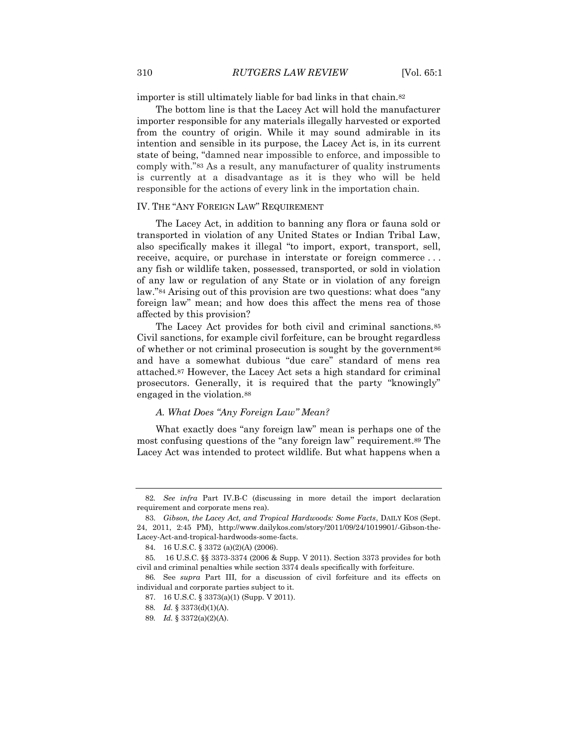importer is still ultimately liable for bad links in that chain.[82]

The bottom line is that the Lacey Act will hold the manufacturer importer responsible for any materials illegally harvested or exported from the country of origin. While it may sound admirable in its intention and sensible in its purpose, the Lacey Act is, in its current state of being, "damned near impossible to enforce, and impossible to comply with."[83] As a result, any manufacturer of quality instruments is currently at a disadvantage as it is they who will be held responsible for the actions of every link in the importation chain.

## IV. THE "ANY FOREIGN LAW" REQUIREMENT

The Lacey Act, in addition to banning any flora or fauna sold or transported in violation of any United States or Indian Tribal Law, also specifically makes it illegal "to import, export, transport, sell, receive, acquire, or purchase in interstate or foreign commerce . . . any fish or wildlife taken, possessed, transported, or sold in violation of any law or regulation of any State or in violation of any foreign law."[84] Arising out of this provision are two questions: what does "any foreign law" mean; and how does this affect the mens rea of those affected by this provision?

The Lacey Act provides for both civil and criminal sanctions.[85] Civil sanctions, for example civil forfeiture, can be brought regardless of whether or not criminal prosecution is sought by the government[86] and have a somewhat dubious "due care" standard of mens rea attached.[87] However, the Lacey Act sets a high standard for criminal prosecutors. Generally, it is required that the party "knowingly" engaged in the violation.[88]

### *A. What Does "Any Foreign Law" Mean?*

What exactly does "any foreign law" mean is perhaps one of the most confusing questions of the "any foreign law" requirement.[89] The Lacey Act was intended to protect wildlife. But what happens when a

---

82. *See infra* Part IV.B-C (discussing in more detail the import declaration requirement and corporate mens rea).

83. *Gibson, the Lacey Act, and Tropical Hardwoods: Some Facts*, DAILY KOS (Sept. 24, 2011, 2:45 PM), http://www.dailykos.com/story/2011/09/24/1019901/-Gibson-the-Lacey-Act-and-tropical-hardwoods-some-facts.

84. 16 U.S.C. § 3372 (a)(2)(A) (2006).

85. 16 U.S.C. §§ 3373-3374 (2006 & Supp. V 2011). Section 3373 provides for both civil and criminal penalties while section 3374 deals specifically with forfeiture.

86. See *supra* Part III, for a discussion of civil forfeiture and its effects on individual and corporate parties subject to it.

87. 16 U.S.C. § 3373(a)(1) (Supp. V 2011).

88. *Id.* § 3373(d)(1)(A).

89. *Id.* § 3372(a)(2)(A).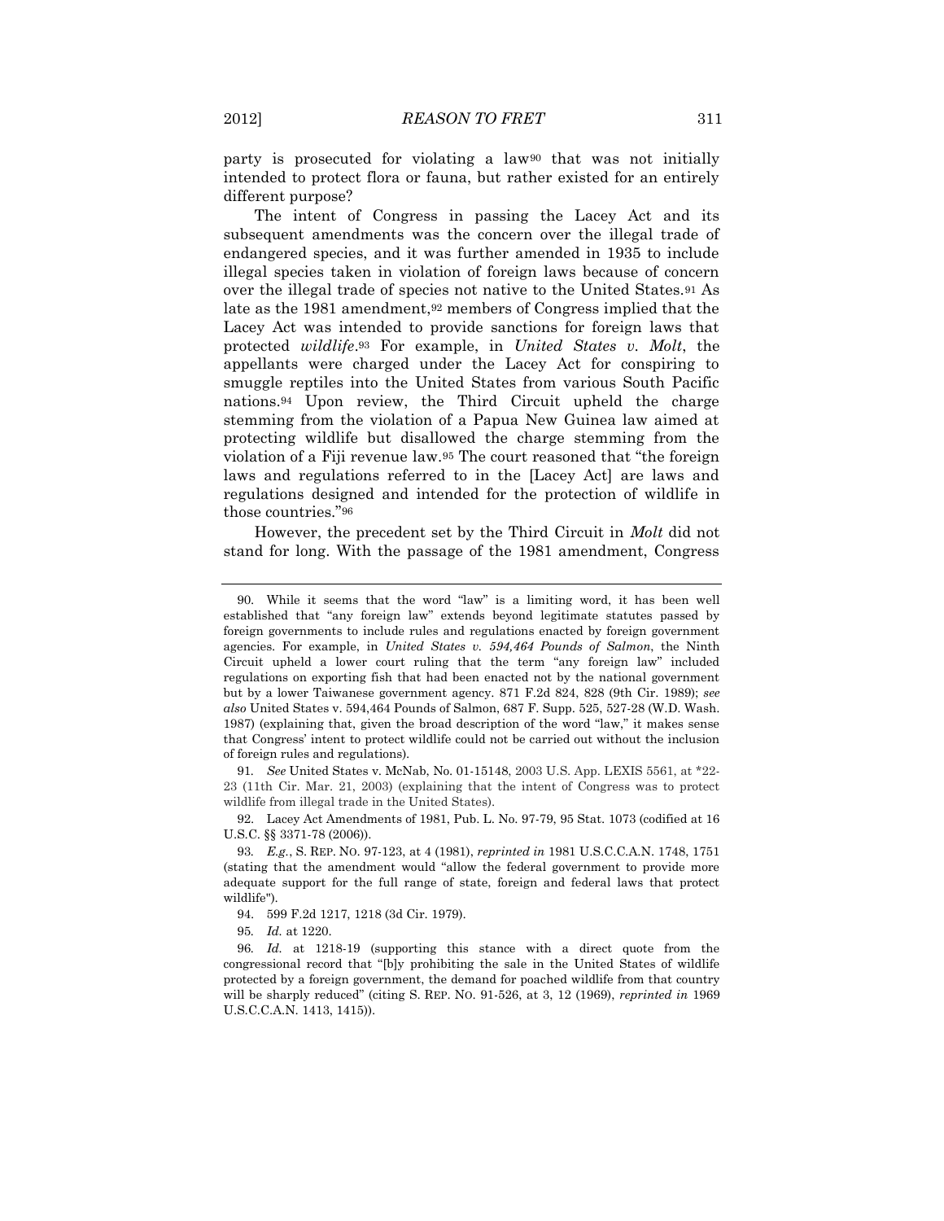party is prosecuted for violating a law[90] that was not initially intended to protect flora or fauna, but rather existed for an entirely different purpose?

The intent of Congress in passing the Lacey Act and its subsequent amendments was the concern over the illegal trade of endangered species, and it was further amended in 1935 to include illegal species taken in violation of foreign laws because of concern over the illegal trade of species not native to the United States.[91] As late as the 1981 amendment,[92] members of Congress implied that the Lacey Act was intended to provide sanctions for foreign laws that protected *wildlife*.[93] For example, in *United States v. Molt*, the appellants were charged under the Lacey Act for conspiring to smuggle reptiles into the United States from various South Pacific nations.[94] Upon review, the Third Circuit upheld the charge stemming from the violation of a Papua New Guinea law aimed at protecting wildlife but disallowed the charge stemming from the violation of a Fiji revenue law.[95] The court reasoned that "the foreign laws and regulations referred to in the [Lacey Act] are laws and regulations designed and intended for the protection of wildlife in those countries."[96]

However, the precedent set by the Third Circuit in *Molt* did not stand for long. With the passage of the 1981 amendment, Congress

---

90. While it seems that the word "law" is a limiting word, it has been well established that "any foreign law" extends beyond legitimate statutes passed by foreign governments to include rules and regulations enacted by foreign government agencies. For example, in *United States v. 594,464 Pounds of Salmon*, the Ninth Circuit upheld a lower court ruling that the term "any foreign law" included regulations on exporting fish that had been enacted not by the national government but by a lower Taiwanese government agency. 871 F.2d 824, 828 (9th Cir. 1989); *see also* United States v. 594,464 Pounds of Salmon, 687 F. Supp. 525, 527-28 (W.D. Wash. 1987) (explaining that, given the broad description of the word "law," it makes sense that Congress' intent to protect wildlife could not be carried out without the inclusion of foreign rules and regulations).

91. *See* United States v. McNab, No. 01-15148, 2003 U.S. App. LEXIS 5561, at *22-23 (11th Cir. Mar. 21, 2003) (explaining that the intent of Congress was to protect wildlife from illegal trade in the United States).

92. Lacey Act Amendments of 1981, Pub. L. No. 97-79, 95 Stat. 1073 (codified at 16 U.S.C. §§ 3371-78 (2006)).

93. *E.g.*, S. REP. NO. 97-123, at 4 (1981), *reprinted in* 1981 U.S.C.C.A.N. 1748, 1751 (stating that the amendment would "allow the federal government to provide more adequate support for the full range of state, foreign and federal laws that protect wildlife").

94. 599 F.2d 1217, 1218 (3d Cir. 1979).

95. *Id.* at 1220.

96. *Id.* at 1218-19 (supporting this stance with a direct quote from the congressional record that "[b]y prohibiting the sale in the United States of wildlife protected by a foreign government, the demand for poached wildlife from that country will be sharply reduced" (citing S. REP. NO. 91-526, at 3, 12 (1969), *reprinted in* 1969 U.S.C.C.A.N. 1413, 1415)).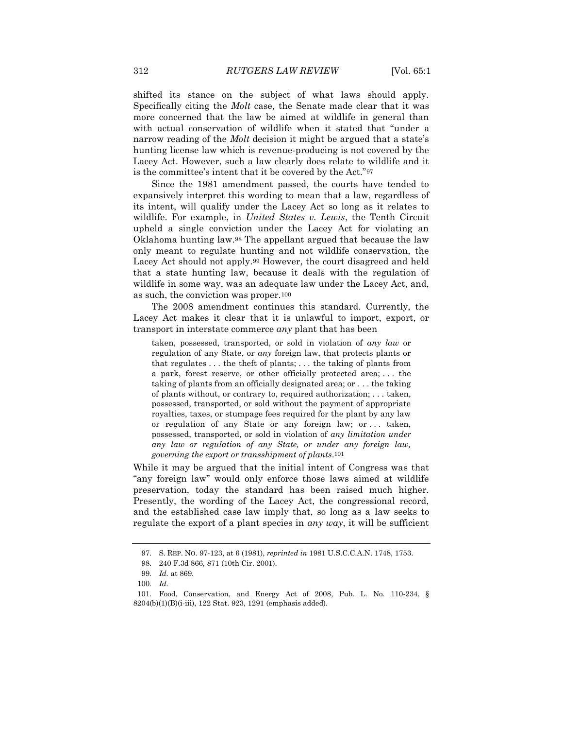shifted its stance on the subject of what laws should apply. Specifically citing the *Molt* case, the Senate made clear that it was more concerned that the law be aimed at wildlife in general than with actual conservation of wildlife when it stated that "under a narrow reading of the *Molt* decision it might be argued that a state's hunting license law which is revenue-producing is not covered by the Lacey Act. However, such a law clearly does relate to wildlife and it is the committee's intent that it be covered by the Act."[97]

Since the 1981 amendment passed, the courts have tended to expansively interpret this wording to mean that a law, regardless of its intent, will qualify under the Lacey Act so long as it relates to wildlife. For example, in *United States v. Lewis*, the Tenth Circuit upheld a single conviction under the Lacey Act for violating an Oklahoma hunting law.[98] The appellant argued that because the law only meant to regulate hunting and not wildlife conservation, the Lacey Act should not apply.[99] However, the court disagreed and held that a state hunting law, because it deals with the regulation of wildlife in some way, was an adequate law under the Lacey Act, and, as such, the conviction was proper.[100]

The 2008 amendment continues this standard. Currently, the Lacey Act makes it clear that it is unlawful to import, export, or transport in interstate commerce *any* plant that has been

> taken, possessed, transported, or sold in violation of *any law* or regulation of any State, or *any* foreign law, that protects plants or that regulates . . . the theft of plants; . . . the taking of plants from a park, forest reserve, or other officially protected area; . . . the taking of plants from an officially designated area; or . . . the taking of plants without, or contrary to, required authorization; . . . taken, possessed, transported, or sold without the payment of appropriate royalties, taxes, or stumpage fees required for the plant by any law or regulation of any State or any foreign law; or . . . taken, possessed, transported, or sold in violation of *any limitation under any law or regulation of any State, or under any foreign law, governing the export or transshipment of plants*.[101]

While it may be argued that the initial intent of Congress was that "any foreign law" would only enforce those laws aimed at wildlife preservation, today the standard has been raised much higher. Presently, the wording of the Lacey Act, the congressional record, and the established case law imply that, so long as a law seeks to regulate the export of a plant species in *any way*, it will be sufficient

---

97. S. REP. NO. 97-123, at 6 (1981), *reprinted in* 1981 U.S.C.C.A.N. 1748, 1753.

98. 240 F.3d 866, 871 (10th Cir. 2001).

99. *Id.* at 869.

100. *Id.*

101. Food, Conservation, and Energy Act of 2008, Pub. L. No. 110-234, § 8204(b)(1)(B)(i-iii), 122 Stat. 923, 1291 (emphasis added).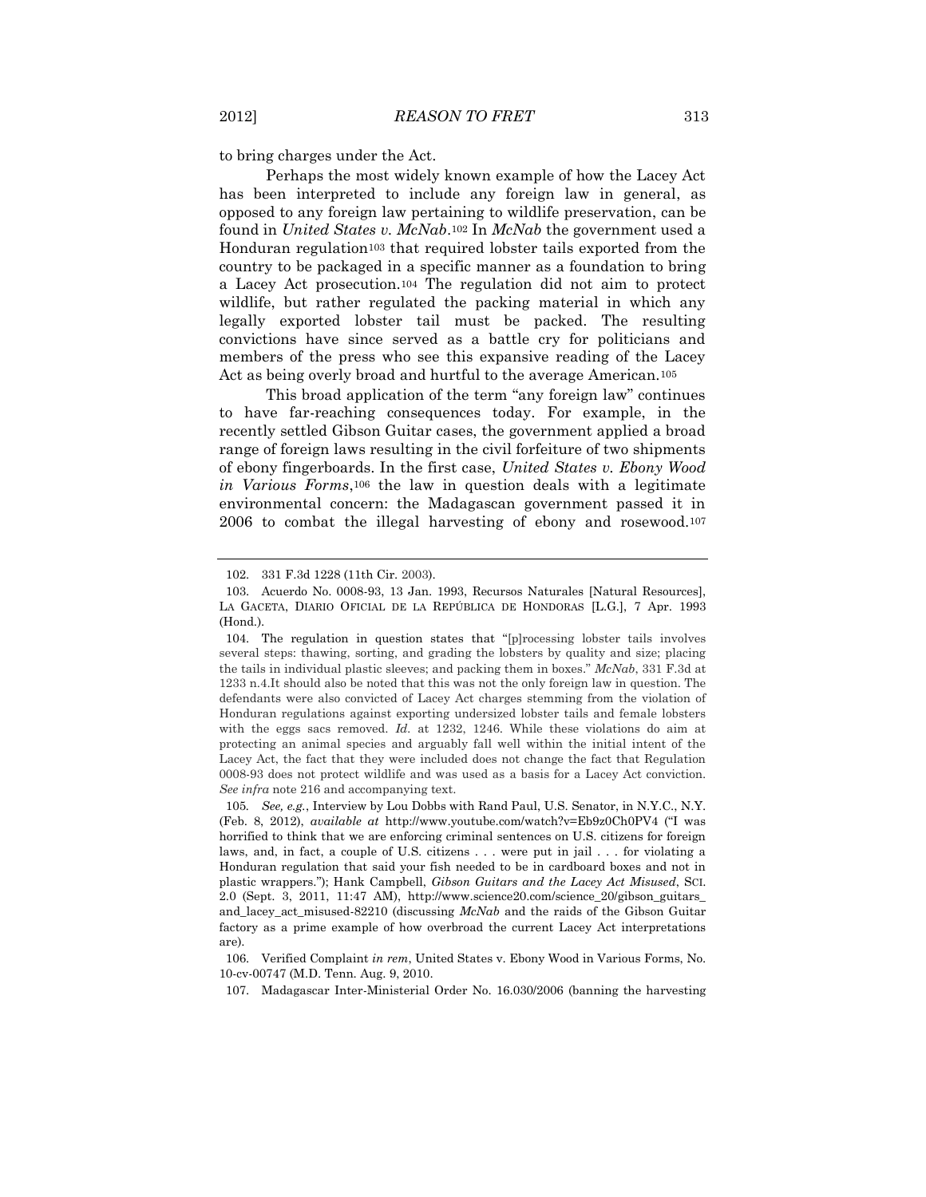to bring charges under the Act.

Perhaps the most widely known example of how the Lacey Act has been interpreted to include any foreign law in general, as opposed to any foreign law pertaining to wildlife preservation, can be found in *United States v. McNab*.[102] In *McNab* the government used a Honduran regulation[103] that required lobster tails exported from the country to be packaged in a specific manner as a foundation to bring a Lacey Act prosecution.[104] The regulation did not aim to protect wildlife, but rather regulated the packing material in which any legally exported lobster tail must be packed. The resulting convictions have since served as a battle cry for politicians and members of the press who see this expansive reading of the Lacey Act as being overly broad and hurtful to the average American.[105]

This broad application of the term "any foreign law" continues to have far-reaching consequences today. For example, in the recently settled Gibson Guitar cases, the government applied a broad range of foreign laws resulting in the civil forfeiture of two shipments of ebony fingerboards. In the first case, *United States v. Ebony Wood in Various Forms*,[106] the law in question deals with a legitimate environmental concern: the Madagascan government passed it in 2006 to combat the illegal harvesting of ebony and rosewood.[107]

---

102. 331 F.3d 1228 (11th Cir. 2003).

103. Acuerdo No. 0008-93, 13 Jan. 1993, Recursos Naturales [Natural Resources], LA GACETA, DIARIO OFICIAL DE LA REPÚBLICA DE HONDORAS [L.G.], 7 Apr. 1993 (Hond.).

104. The regulation in question states that "[p]rocessing lobster tails involves several steps: thawing, sorting, and grading the lobsters by quality and size; placing the tails in individual plastic sleeves; and packing them in boxes." *McNab*, 331 F.3d at 1233 n.4.It should also be noted that this was not the only foreign law in question. The defendants were also convicted of Lacey Act charges stemming from the violation of Honduran regulations against exporting undersized lobster tails and female lobsters with the eggs sacs removed. *Id.* at 1232, 1246. While these violations do aim at protecting an animal species and arguably fall well within the initial intent of the Lacey Act, the fact that they were included does not change the fact that Regulation 0008-93 does not protect wildlife and was used as a basis for a Lacey Act conviction. *See infra* note 216 and accompanying text.

105. *See, e.g.*, Interview by Lou Dobbs with Rand Paul, U.S. Senator, in N.Y.C., N.Y. (Feb. 8, 2012), *available at* http://www.youtube.com/watch?v=Eb9z0Ch0PV4 ("I was horrified to think that we are enforcing criminal sentences on U.S. citizens for foreign laws, and, in fact, a couple of U.S. citizens . . . were put in jail . . . for violating a Honduran regulation that said your fish needed to be in cardboard boxes and not in plastic wrappers."); Hank Campbell, *Gibson Guitars and the Lacey Act Misused*, SCI. 2.0 (Sept. 3, 2011, 11:47 AM), http://www.science20.com/science_20/gibson_guitars_and_lacey_act_misused-82210 (discussing *McNab* and the raids of the Gibson Guitar factory as a prime example of how overbroad the current Lacey Act interpretations are).

106. Verified Complaint *in rem*, United States v. Ebony Wood in Various Forms, No. 10-cv-00747 (M.D. Tenn. Aug. 9, 2010).

107. Madagascar Inter-Ministerial Order No. 16.030/2006 (banning the harvesting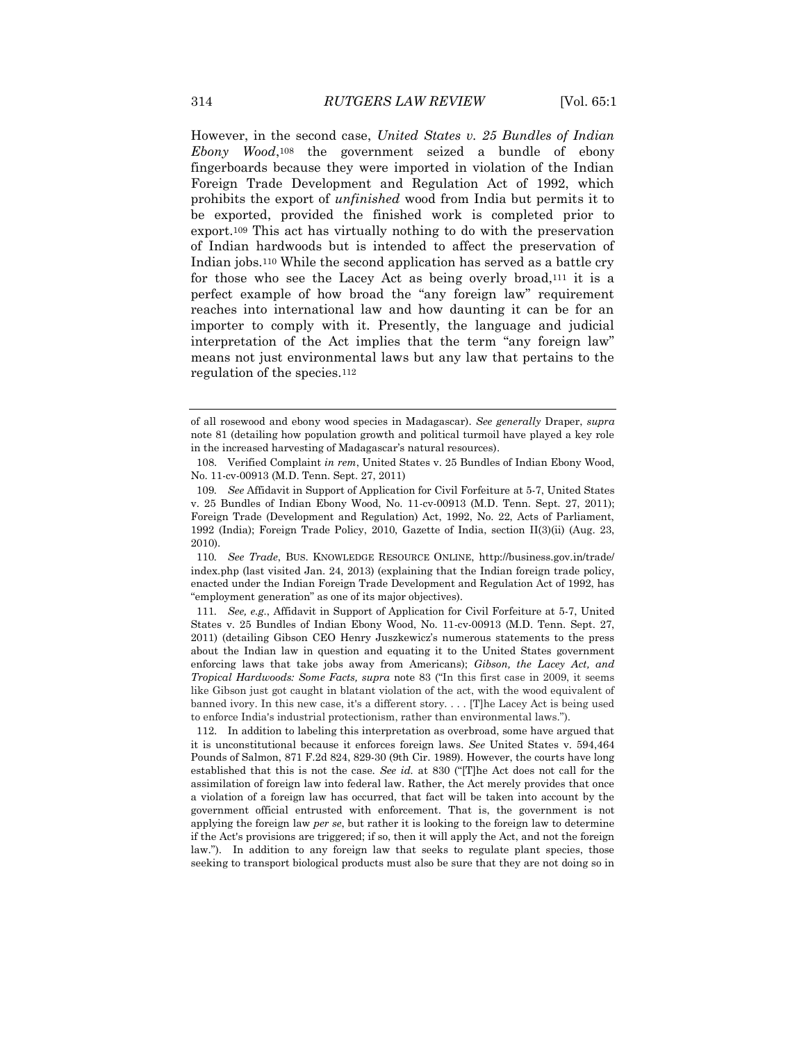However, in the second case, *United States v. 25 Bundles of Indian Ebony Wood*,[108] the government seized a bundle of ebony fingerboards because they were imported in violation of the Indian Foreign Trade Development and Regulation Act of 1992, which prohibits the export of *unfinished* wood from India but permits it to be exported, provided the finished work is completed prior to export.[109] This act has virtually nothing to do with the preservation of Indian hardwoods but is intended to affect the preservation of Indian jobs.[110] While the second application has served as a battle cry for those who see the Lacey Act as being overly broad,[111] it is a perfect example of how broad the "any foreign law" requirement reaches into international law and how daunting it can be for an importer to comply with it. Presently, the language and judicial interpretation of the Act implies that the term "any foreign law" means not just environmental laws but any law that pertains to the regulation of the species.[112]

---

of all rosewood and ebony wood species in Madagascar). *See generally* Draper, *supra* note 81 (detailing how population growth and political turmoil have played a key role in the increased harvesting of Madagascar's natural resources).

108. Verified Complaint *in rem*, United States v. 25 Bundles of Indian Ebony Wood, No. 11-cv-00913 (M.D. Tenn. Sept. 27, 2011)

109. *See* Affidavit in Support of Application for Civil Forfeiture at 5-7, United States v. 25 Bundles of Indian Ebony Wood, No. 11-cv-00913 (M.D. Tenn. Sept. 27, 2011); Foreign Trade (Development and Regulation) Act, 1992, No. 22, Acts of Parliament, 1992 (India); Foreign Trade Policy, 2010, Gazette of India, section II(3)(ii) (Aug. 23, 2010).

110. *See Trade*, BUS. KNOWLEDGE RESOURCE ONLINE, http://business.gov.in/trade/index.php (last visited Jan. 24, 2013) (explaining that the Indian foreign trade policy, enacted under the Indian Foreign Trade Development and Regulation Act of 1992, has "employment generation" as one of its major objectives).

111. *See, e.g.*, Affidavit in Support of Application for Civil Forfeiture at 5-7, United States v. 25 Bundles of Indian Ebony Wood, No. 11-cv-00913 (M.D. Tenn. Sept. 27, 2011) (detailing Gibson CEO Henry Juszkewicz's numerous statements to the press about the Indian law in question and equating it to the United States government enforcing laws that take jobs away from Americans); *Gibson, the Lacey Act, and Tropical Hardwoods: Some Facts, supra* note 83 ("In this first case in 2009, it seems like Gibson just got caught in blatant violation of the act, with the wood equivalent of banned ivory. In this new case, it's a different story. . . . [T]he Lacey Act is being used to enforce India's industrial protectionism, rather than environmental laws.").

112. In addition to labeling this interpretation as overbroad, some have argued that it is unconstitutional because it enforces foreign laws. *See* United States v. 594,464 Pounds of Salmon, 871 F.2d 824, 829-30 (9th Cir. 1989). However, the courts have long established that this is not the case. *See id.* at 830 ("[T]he Act does not call for the assimilation of foreign law into federal law. Rather, the Act merely provides that once a violation of a foreign law has occurred, that fact will be taken into account by the government official entrusted with enforcement. That is, the government is not applying the foreign law *per se*, but rather it is looking to the foreign law to determine if the Act's provisions are triggered; if so, then it will apply the Act, and not the foreign law."). In addition to any foreign law that seeks to regulate plant species, those seeking to transport biological products must also be sure that they are not doing so in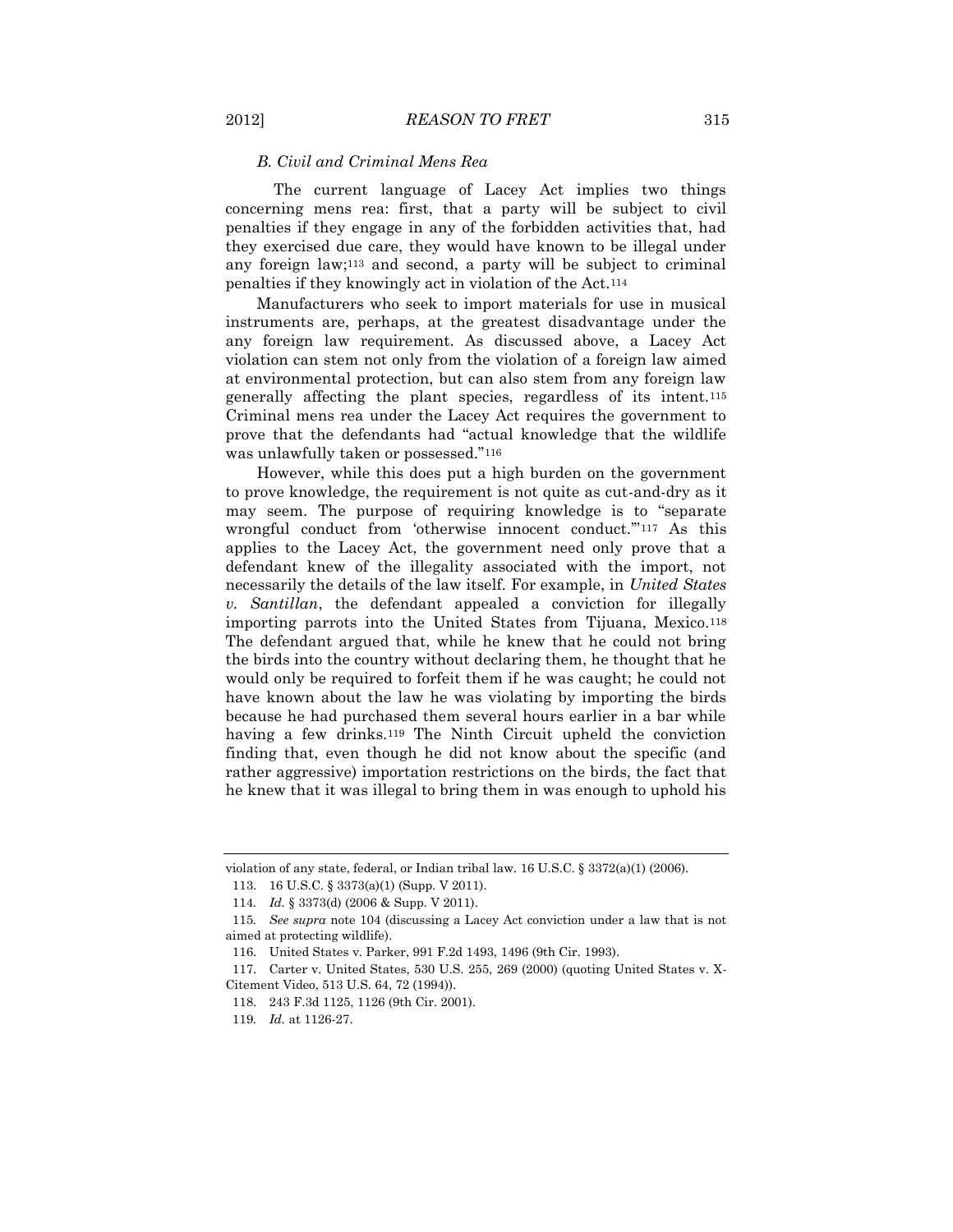### *B. Civil and Criminal Mens Rea*

The current language of Lacey Act implies two things concerning mens rea: first, that a party will be subject to civil penalties if they engage in any of the forbidden activities that, had they exercised due care, they would have known to be illegal under any foreign law;[113] and second, a party will be subject to criminal penalties if they knowingly act in violation of the Act.[114]

Manufacturers who seek to import materials for use in musical instruments are, perhaps, at the greatest disadvantage under the any foreign law requirement. As discussed above, a Lacey Act violation can stem not only from the violation of a foreign law aimed at environmental protection, but can also stem from any foreign law generally affecting the plant species, regardless of its intent.[115] Criminal mens rea under the Lacey Act requires the government to prove that the defendants had "actual knowledge that the wildlife was unlawfully taken or possessed."[116]

However, while this does put a high burden on the government to prove knowledge, the requirement is not quite as cut-and-dry as it may seem. The purpose of requiring knowledge is to "separate wrongful conduct from 'otherwise innocent conduct.'"[117] As this applies to the Lacey Act, the government need only prove that a defendant knew of the illegality associated with the import, not necessarily the details of the law itself. For example, in *United States v. Santillan*, the defendant appealed a conviction for illegally importing parrots into the United States from Tijuana, Mexico.[118] The defendant argued that, while he knew that he could not bring the birds into the country without declaring them, he thought that he would only be required to forfeit them if he was caught; he could not have known about the law he was violating by importing the birds because he had purchased them several hours earlier in a bar while having a few drinks.[119] The Ninth Circuit upheld the conviction finding that, even though he did not know about the specific (and rather aggressive) importation restrictions on the birds, the fact that he knew that it was illegal to bring them in was enough to uphold his

---

violation of any state, federal, or Indian tribal law. 16 U.S.C. § 3372(a)(1) (2006).

113. 16 U.S.C. § 3373(a)(1) (Supp. V 2011).

114. *Id.* § 3373(d) (2006 & Supp. V 2011).

115. *See supra* note 104 (discussing a Lacey Act conviction under a law that is not aimed at protecting wildlife).

116. United States v. Parker, 991 F.2d 1493, 1496 (9th Cir. 1993).

117. Carter v. United States, 530 U.S. 255, 269 (2000) (quoting United States v. X-Citement Video, 513 U.S. 64, 72 (1994)).

118. 243 F.3d 1125, 1126 (9th Cir. 2001).

119. *Id.* at 1126-27.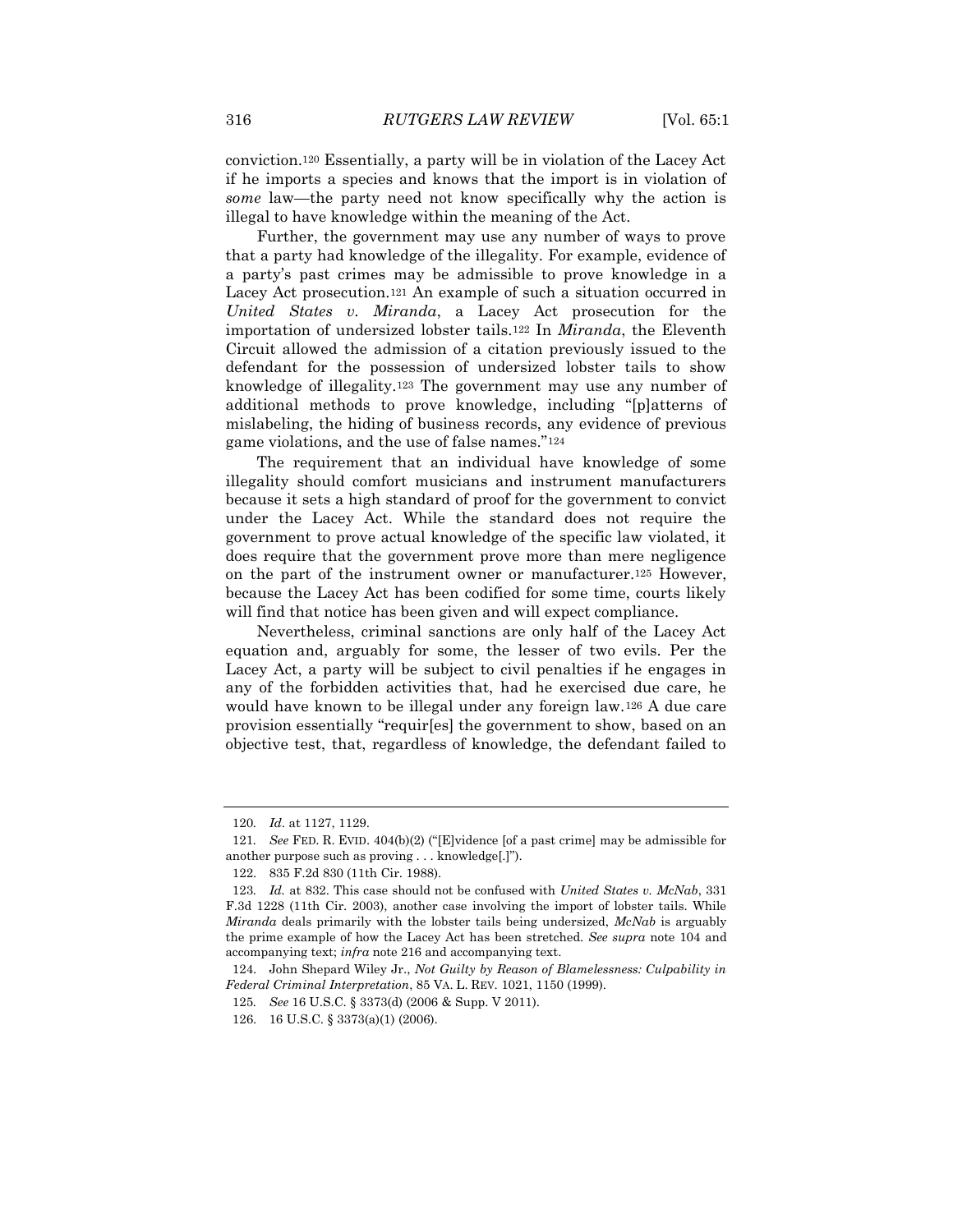conviction.[120] Essentially, a party will be in violation of the Lacey Act if he imports a species and knows that the import is in violation of *some* law—the party need not know specifically why the action is illegal to have knowledge within the meaning of the Act.

Further, the government may use any number of ways to prove that a party had knowledge of the illegality. For example, evidence of a party's past crimes may be admissible to prove knowledge in a Lacey Act prosecution.[121] An example of such a situation occurred in *United States v. Miranda*, a Lacey Act prosecution for the importation of undersized lobster tails.[122] In *Miranda*, the Eleventh Circuit allowed the admission of a citation previously issued to the defendant for the possession of undersized lobster tails to show knowledge of illegality.[123] The government may use any number of additional methods to prove knowledge, including "[p]atterns of mislabeling, the hiding of business records, any evidence of previous game violations, and the use of false names."[124]

The requirement that an individual have knowledge of some illegality should comfort musicians and instrument manufacturers because it sets a high standard of proof for the government to convict under the Lacey Act. While the standard does not require the government to prove actual knowledge of the specific law violated, it does require that the government prove more than mere negligence on the part of the instrument owner or manufacturer.[125] However, because the Lacey Act has been codified for some time, courts likely will find that notice has been given and will expect compliance.

Nevertheless, criminal sanctions are only half of the Lacey Act equation and, arguably for some, the lesser of two evils. Per the Lacey Act, a party will be subject to civil penalties if he engages in any of the forbidden activities that, had he exercised due care, he would have known to be illegal under any foreign law.[126] A due care provision essentially "requir[es] the government to show, based on an objective test, that, regardless of knowledge, the defendant failed to

---

120. *Id*. at 1127, 1129.

121. *See* FED. R. EVID. 404(b)(2) ("[E]vidence [of a past crime] may be admissible for another purpose such as proving . . . knowledge[.]").

122. 835 F.2d 830 (11th Cir. 1988).

123. *Id.* at 832. This case should not be confused with *United States v. McNab*, 331 F.3d 1228 (11th Cir. 2003), another case involving the import of lobster tails. While *Miranda* deals primarily with the lobster tails being undersized, *McNab* is arguably the prime example of how the Lacey Act has been stretched. *See supra* note 104 and accompanying text; *infra* note 216 and accompanying text.

124. John Shepard Wiley Jr., *Not Guilty by Reason of Blamelessness: Culpability in Federal Criminal Interpretation*, 85 VA. L. REV. 1021, 1150 (1999).

125. *See* 16 U.S.C. § 3373(d) (2006 & Supp. V 2011).

126. 16 U.S.C. § 3373(a)(1) (2006).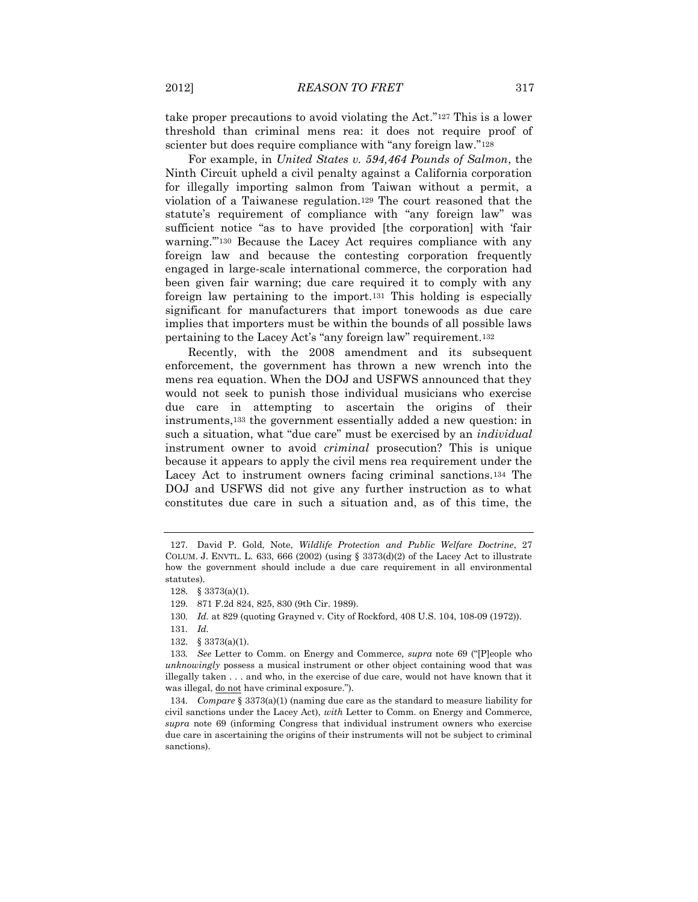take proper precautions to avoid violating the Act."[127] This is a lower threshold than criminal mens rea: it does not require proof of scienter but does require compliance with "any foreign law."[128]

For example, in *United States v. 594,464 Pounds of Salmon*, the Ninth Circuit upheld a civil penalty against a California corporation for illegally importing salmon from Taiwan without a permit, a violation of a Taiwanese regulation.[129] The court reasoned that the statute's requirement of compliance with "any foreign law" was sufficient notice "as to have provided [the corporation] with 'fair warning.'"[130] Because the Lacey Act requires compliance with any foreign law and because the contesting corporation frequently engaged in large-scale international commerce, the corporation had been given fair warning; due care required it to comply with any foreign law pertaining to the import.[131] This holding is especially significant for manufacturers that import tonewoods as due care implies that importers must be within the bounds of all possible laws pertaining to the Lacey Act's "any foreign law" requirement.[132]

Recently, with the 2008 amendment and its subsequent enforcement, the government has thrown a new wrench into the mens rea equation. When the DOJ and USFWS announced that they would not seek to punish those individual musicians who exercise due care in attempting to ascertain the origins of their instruments,[133] the government essentially added a new question: in such a situation, what "due care" must be exercised by an *individual* instrument owner to avoid *criminal* prosecution? This is unique because it appears to apply the civil mens rea requirement under the Lacey Act to instrument owners facing criminal sanctions.[134] The DOJ and USFWS did not give any further instruction as to what constitutes due care in such a situation and, as of this time, the

---

127. David P. Gold, Note, *Wildlife Protection and Public Welfare Doctrine*, 27 COLUM. J. ENVTL. L. 633, 666 (2002) (using § 3373(d)(2) of the Lacey Act to illustrate how the government should include a due care requirement in all environmental statutes).

128. § 3373(a)(1).

129. 871 F.2d 824, 825, 830 (9th Cir. 1989).

130. *Id.* at 829 (quoting Grayned v. City of Rockford, 408 U.S. 104, 108-09 (1972)).

131. *Id.*

132. § 3373(a)(1).

133. *See* Letter to Comm. on Energy and Commerce, *supra* note 69 ("[P]eople who *unknowingly* possess a musical instrument or other object containing wood that was illegally taken . . . and who, in the exercise of due care, would not have known that it was illegal, do not have criminal exposure.").

134. *Compare* § 3373(a)(1) (naming due care as the standard to measure liability for civil sanctions under the Lacey Act), *with* Letter to Comm. on Energy and Commerce, *supra* note 69 (informing Congress that individual instrument owners who exercise due care in ascertaining the origins of their instruments will not be subject to criminal sanctions).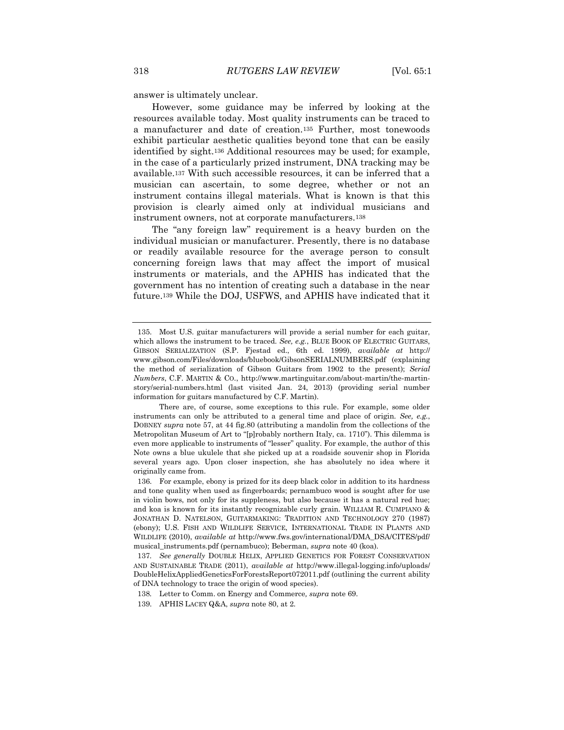answer is ultimately unclear.

However, some guidance may be inferred by looking at the resources available today. Most quality instruments can be traced to a manufacturer and date of creation.[135] Further, most tonewoods exhibit particular aesthetic qualities beyond tone that can be easily identified by sight.[136] Additional resources may be used; for example, in the case of a particularly prized instrument, DNA tracking may be available.[137] With such accessible resources, it can be inferred that a musician can ascertain, to some degree, whether or not an instrument contains illegal materials. What is known is that this provision is clearly aimed only at individual musicians and instrument owners, not at corporate manufacturers.[138]

The "any foreign law" requirement is a heavy burden on the individual musician or manufacturer. Presently, there is no database or readily available resource for the average person to consult concerning foreign laws that may affect the import of musical instruments or materials, and the APHIS has indicated that the government has no intention of creating such a database in the near future.[139] While the DOJ, USFWS, and APHIS have indicated that it

---

135. Most U.S. guitar manufacturers will provide a serial number for each guitar, which allows the instrument to be traced. *See, e.g.*, BLUE BOOK OF ELECTRIC GUITARS, GIBSON SERIALIZATION (S.P. Fjestad ed., 6th ed. 1999), *available at* http://www.gibson.com/Files/downloads/bluebook/GibsonSERIALNUMBERS.pdf (explaining the method of serialization of Gibson Guitars from 1902 to the present); *Serial Numbers*, C.F. MARTIN & CO., http://www.martinguitar.com/about-martin/the-martin-story/serial-numbers.html (last visited Jan. 24, 2013) (providing serial number information for guitars manufactured by C.F. Martin).

There are, of course, some exceptions to this rule. For example, some older instruments can only be attributed to a general time and place of origin. *See, e.g.*, DOBNEY *supra* note 57, at 44 fig.80 (attributing a mandolin from the collections of the Metropolitan Museum of Art to "[p]robably northern Italy, ca. 1710"). This dilemma is even more applicable to instruments of "lesser" quality. For example, the author of this Note owns a blue ukulele that she picked up at a roadside souvenir shop in Florida several years ago. Upon closer inspection, she has absolutely no idea where it originally came from.

136. For example, ebony is prized for its deep black color in addition to its hardness and tone quality when used as fingerboards; pernambuco wood is sought after for use in violin bows, not only for its suppleness, but also because it has a natural red hue; and koa is known for its instantly recognizable curly grain. WILLIAM R. CUMPIANO & JONATHAN D. NATELSON, GUITARMAKING: TRADITION AND TECHNOLOGY 270 (1987) (ebony); U.S. FISH AND WILDLIFE SERVICE, INTERNATIONAL TRADE IN PLANTS AND WILDLIFE (2010), *available at* http://www.fws.gov/international/DMA_DSA/CITES/pdf/musical_instruments.pdf (pernambuco); Beberman, *supra* note 40 (koa).

137. *See generally* DOUBLE HELIX, APPLIED GENETICS FOR FOREST CONSERVATION AND SUSTAINABLE TRADE (2011), *available at* http://www.illegal-logging.info/uploads/DoubleHelixAppliedGeneticsForForestsReport072011.pdf (outlining the current ability of DNA technology to trace the origin of wood species).

138. Letter to Comm. on Energy and Commerce, *supra* note 69.

139. APHIS LACEY Q&A, *supra* note 80, at 2.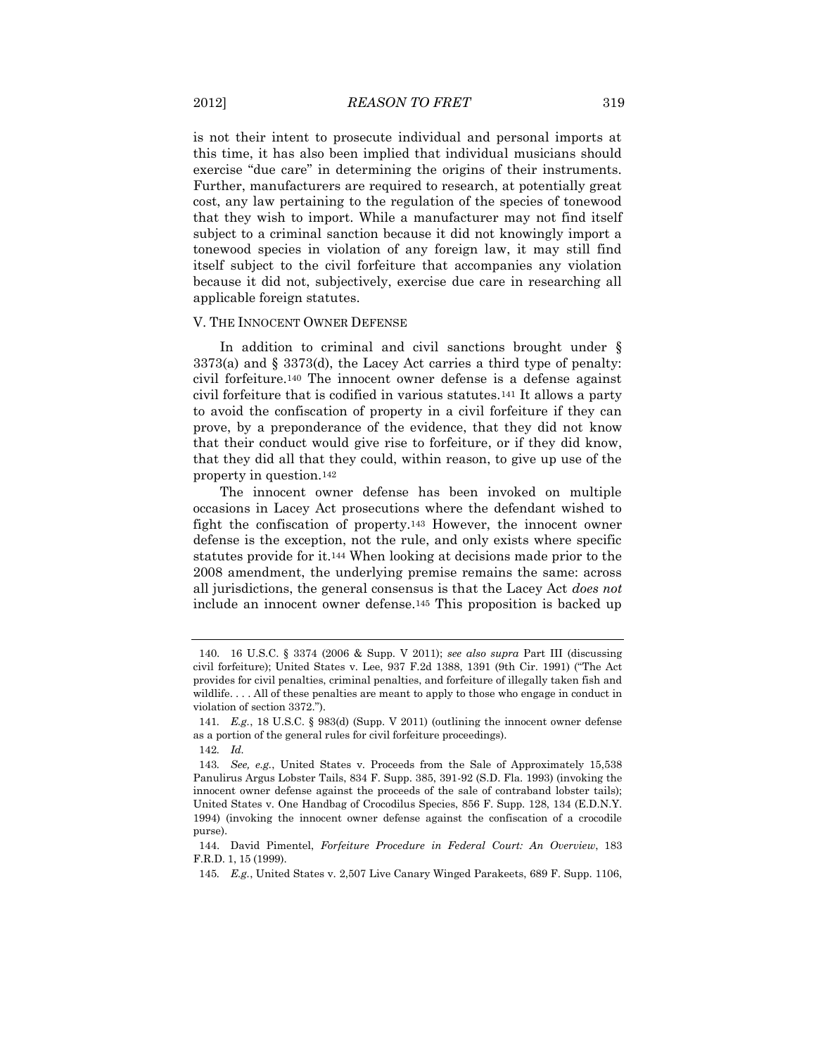is not their intent to prosecute individual and personal imports at this time, it has also been implied that individual musicians should exercise "due care" in determining the origins of their instruments. Further, manufacturers are required to research, at potentially great cost, any law pertaining to the regulation of the species of tonewood that they wish to import. While a manufacturer may not find itself subject to a criminal sanction because it did not knowingly import a tonewood species in violation of any foreign law, it may still find itself subject to the civil forfeiture that accompanies any violation because it did not, subjectively, exercise due care in researching all applicable foreign statutes.

## V. THE INNOCENT OWNER DEFENSE

In addition to criminal and civil sanctions brought under § 3373(a) and § 3373(d), the Lacey Act carries a third type of penalty: civil forfeiture.[140] The innocent owner defense is a defense against civil forfeiture that is codified in various statutes.[141] It allows a party to avoid the confiscation of property in a civil forfeiture if they can prove, by a preponderance of the evidence, that they did not know that their conduct would give rise to forfeiture, or if they did know, that they did all that they could, within reason, to give up use of the property in question.[142]

The innocent owner defense has been invoked on multiple occasions in Lacey Act prosecutions where the defendant wished to fight the confiscation of property.[143] However, the innocent owner defense is the exception, not the rule, and only exists where specific statutes provide for it.[144] When looking at decisions made prior to the 2008 amendment, the underlying premise remains the same: across all jurisdictions, the general consensus is that the Lacey Act *does not* include an innocent owner defense.[145] This proposition is backed up

---

140. 16 U.S.C. § 3374 (2006 & Supp. V 2011); *see also supra* Part III (discussing civil forfeiture); United States v. Lee, 937 F.2d 1388, 1391 (9th Cir. 1991) ("The Act provides for civil penalties, criminal penalties, and forfeiture of illegally taken fish and wildlife. . . . All of these penalties are meant to apply to those who engage in conduct in violation of section 3372.").

141. *E.g.*, 18 U.S.C. § 983(d) (Supp. V 2011) (outlining the innocent owner defense as a portion of the general rules for civil forfeiture proceedings).

142. *Id.*

143. *See, e.g.*, United States v. Proceeds from the Sale of Approximately 15,538 Panulirus Argus Lobster Tails, 834 F. Supp. 385, 391-92 (S.D. Fla. 1993) (invoking the innocent owner defense against the proceeds of the sale of contraband lobster tails); United States v. One Handbag of Crocodilus Species, 856 F. Supp. 128, 134 (E.D.N.Y. 1994) (invoking the innocent owner defense against the confiscation of a crocodile purse).

144. David Pimentel, *Forfeiture Procedure in Federal Court: An Overview*, 183 F.R.D. 1, 15 (1999).

145. *E.g.*, United States v. 2,507 Live Canary Winged Parakeets, 689 F. Supp. 1106,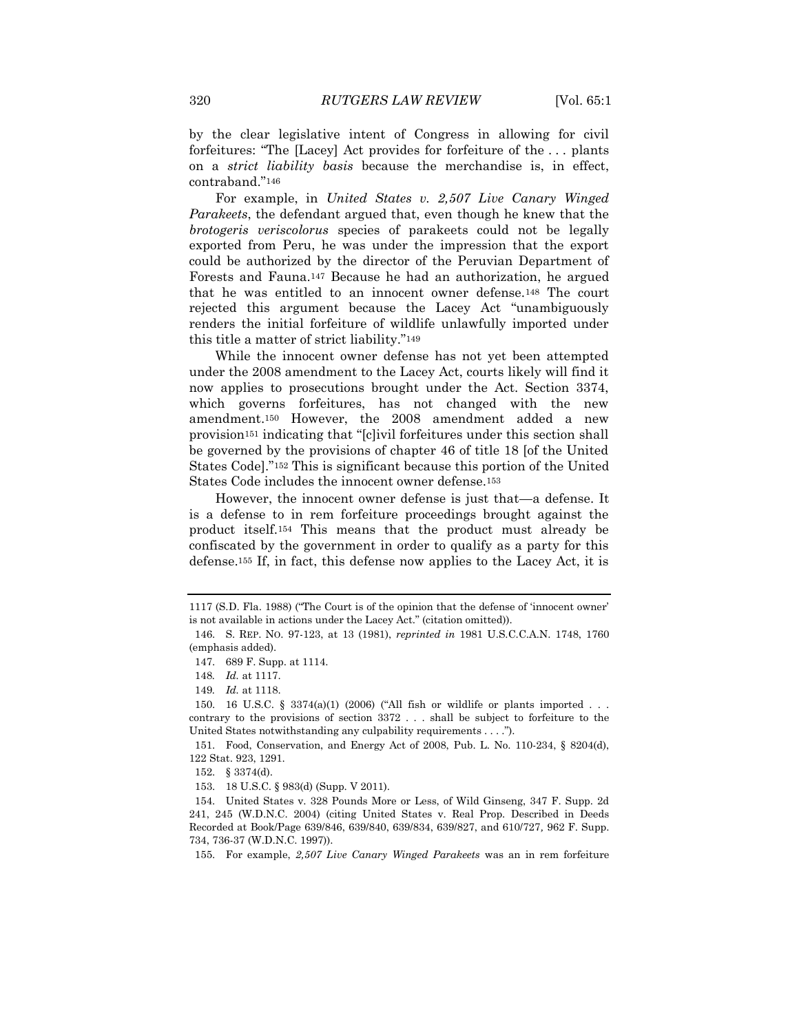by the clear legislative intent of Congress in allowing for civil forfeitures: "The [Lacey] Act provides for forfeiture of the . . . plants on a *strict liability basis* because the merchandise is, in effect, contraband."[146]

For example, in *United States v. 2,507 Live Canary Winged Parakeets*, the defendant argued that, even though he knew that the *brotogeris veriscolorus* species of parakeets could not be legally exported from Peru, he was under the impression that the export could be authorized by the director of the Peruvian Department of Forests and Fauna.[147] Because he had an authorization, he argued that he was entitled to an innocent owner defense.[148] The court rejected this argument because the Lacey Act "unambiguously renders the initial forfeiture of wildlife unlawfully imported under this title a matter of strict liability."[149]

While the innocent owner defense has not yet been attempted under the 2008 amendment to the Lacey Act, courts likely will find it now applies to prosecutions brought under the Act. Section 3374, which governs forfeitures, has not changed with the new amendment.[150] However, the 2008 amendment added a new provision[151] indicating that "[c]ivil forfeitures under this section shall be governed by the provisions of chapter 46 of title 18 [of the United States Code]."[152] This is significant because this portion of the United States Code includes the innocent owner defense.[153]

However, the innocent owner defense is just that—a defense. It is a defense to in rem forfeiture proceedings brought against the product itself.[154] This means that the product must already be confiscated by the government in order to qualify as a party for this defense.[155] If, in fact, this defense now applies to the Lacey Act, it is

---

1117 (S.D. Fla. 1988) ("The Court is of the opinion that the defense of 'innocent owner' is not available in actions under the Lacey Act." (citation omitted)).

146. S. REP. NO. 97-123, at 13 (1981), *reprinted in* 1981 U.S.C.C.A.N. 1748, 1760 (emphasis added).

147. 689 F. Supp. at 1114.

148. *Id.* at 1117.

149. *Id.* at 1118.

150. 16 U.S.C. § 3374(a)(1) (2006) ("All fish or wildlife or plants imported . . . contrary to the provisions of section 3372 . . . shall be subject to forfeiture to the United States notwithstanding any culpability requirements . . . .").

151. Food, Conservation, and Energy Act of 2008, Pub. L. No. 110-234, § 8204(d), 122 Stat. 923, 1291.

152. § 3374(d).

153. 18 U.S.C. § 983(d) (Supp. V 2011).

154. United States v. 328 Pounds More or Less, of Wild Ginseng, 347 F. Supp. 2d 241, 245 (W.D.N.C. 2004) (citing United States v. Real Prop. Described in Deeds Recorded at Book/Page 639/846, 639/840, 639/834, 639/827, and 610/727*,* 962 F. Supp. 734, 736-37 (W.D.N.C. 1997)).

155. For example, *2,507 Live Canary Winged Parakeets* was an in rem forfeiture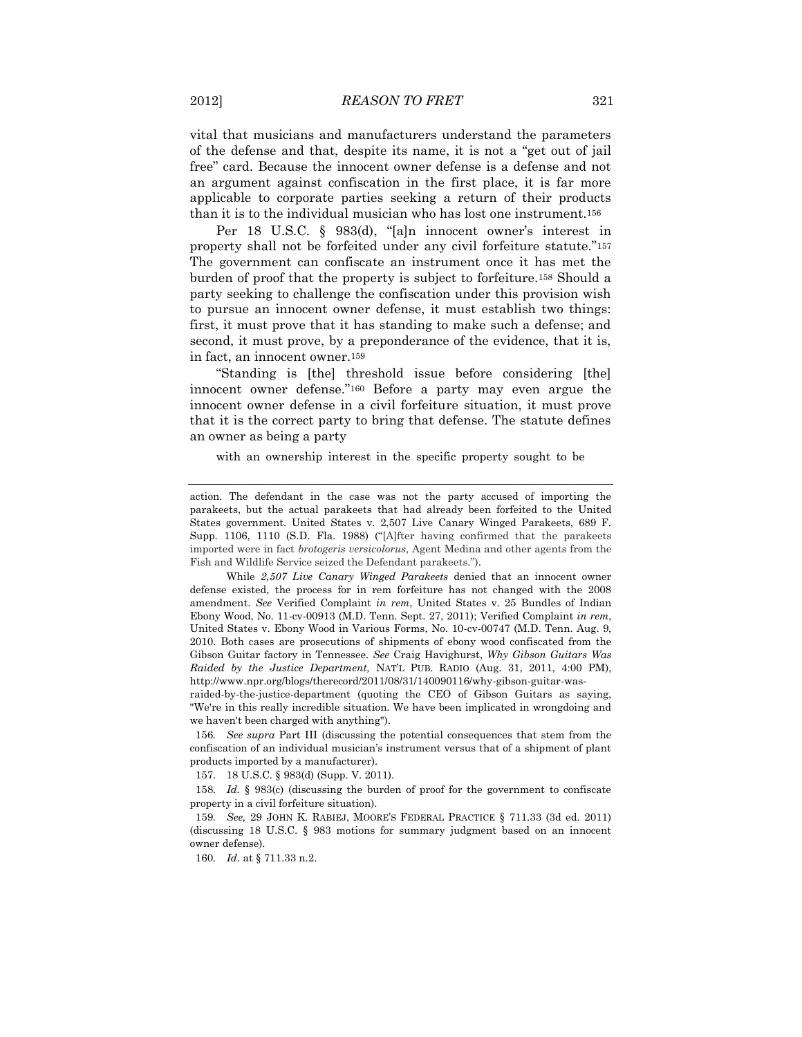vital that musicians and manufacturers understand the parameters of the defense and that, despite its name, it is not a "get out of jail free" card. Because the innocent owner defense is a defense and not an argument against confiscation in the first place, it is far more applicable to corporate parties seeking a return of their products than it is to the individual musician who has lost one instrument.[156]

Per 18 U.S.C. § 983(d), "[a]n innocent owner's interest in property shall not be forfeited under any civil forfeiture statute."[157] The government can confiscate an instrument once it has met the burden of proof that the property is subject to forfeiture.[158] Should a party seeking to challenge the confiscation under this provision wish to pursue an innocent owner defense, it must establish two things: first, it must prove that it has standing to make such a defense; and second, it must prove, by a preponderance of the evidence, that it is, in fact, an innocent owner.[159]

"Standing is [the] threshold issue before considering [the] innocent owner defense."[160] Before a party may even argue the innocent owner defense in a civil forfeiture situation, it must prove that it is the correct party to bring that defense. The statute defines an owner as being a party

> with an ownership interest in the specific property sought to be

---

action. The defendant in the case was not the party accused of importing the parakeets, but the actual parakeets that had already been forfeited to the United States government. United States v. 2,507 Live Canary Winged Parakeets, 689 F. Supp. 1106, 1110 (S.D. Fla. 1988) ("[A]fter having confirmed that the parakeets imported were in fact *brotogeris versicolorus*, Agent Medina and other agents from the Fish and Wildlife Service seized the Defendant parakeets.").

While *2,507 Live Canary Winged Parakeets* denied that an innocent owner defense existed, the process for in rem forfeiture has not changed with the 2008 amendment. *See* Verified Complaint *in rem*, United States v. 25 Bundles of Indian Ebony Wood, No. 11-cv-00913 (M.D. Tenn. Sept. 27, 2011); Verified Complaint *in rem*, United States v. Ebony Wood in Various Forms, No. 10-cv-00747 (M.D. Tenn. Aug. 9, 2010. Both cases are prosecutions of shipments of ebony wood confiscated from the Gibson Guitar factory in Tennessee. *See* Craig Havighurst, *Why Gibson Guitars Was Raided by the Justice Department,* NAT'L PUB. RADIO (Aug. 31, 2011, 4:00 PM), http://www.npr.org/blogs/therecord/2011/08/31/140090116/why-gibson-guitar-was-raided-by-the-justice-department (quoting the CEO of Gibson Guitars as saying, "We're in this really incredible situation. We have been implicated in wrongdoing and we haven't been charged with anything").

156. *See supra* Part III (discussing the potential consequences that stem from the confiscation of an individual musician's instrument versus that of a shipment of plant products imported by a manufacturer).

157. 18 U.S.C. § 983(d) (Supp. V. 2011).

158. *Id.* § 983(c) (discussing the burden of proof for the government to confiscate property in a civil forfeiture situation).

159. *See,* 29 JOHN K. RABIEJ, MOORE'S FEDERAL PRACTICE § 711.33 (3d ed. 2011) (discussing 18 U.S.C. § 983 motions for summary judgment based on an innocent owner defense).

160. *Id*. at § 711.33 n.2.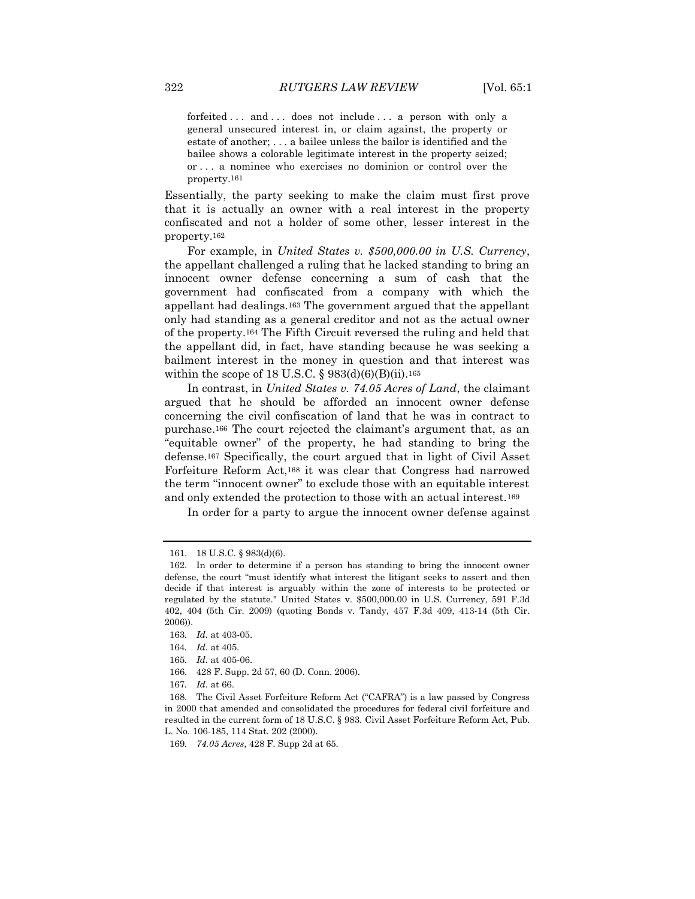> forfeited . . . and . . . does not include . . . a person with only a general unsecured interest in, or claim against, the property or estate of another; . . . a bailee unless the bailor is identified and the bailee shows a colorable legitimate interest in the property seized; or . . . a nominee who exercises no dominion or control over the property.[161]

Essentially, the party seeking to make the claim must first prove that it is actually an owner with a real interest in the property confiscated and not a holder of some other, lesser interest in the property.[162]

For example, in *United States v. $500,000.00 in U.S. Currency*, the appellant challenged a ruling that he lacked standing to bring an innocent owner defense concerning a sum of cash that the government had confiscated from a company with which the appellant had dealings.[163] The government argued that the appellant only had standing as a general creditor and not as the actual owner of the property.[164] The Fifth Circuit reversed the ruling and held that the appellant did, in fact, have standing because he was seeking a bailment interest in the money in question and that interest was within the scope of 18 U.S.C. § 983(d)(6)(B)(ii).[165]

In contrast, in *United States v. 74.05 Acres of Land*, the claimant argued that he should be afforded an innocent owner defense concerning the civil confiscation of land that he was in contract to purchase.[166] The court rejected the claimant's argument that, as an "equitable owner" of the property, he had standing to bring the defense.[167] Specifically, the court argued that in light of Civil Asset Forfeiture Reform Act,[168] it was clear that Congress had narrowed the term "innocent owner" to exclude those with an equitable interest and only extended the protection to those with an actual interest.[169]

In order for a party to argue the innocent owner defense against

---

161. 18 U.S.C. § 983(d)(6).

162. In order to determine if a person has standing to bring the innocent owner defense, the court "must identify what interest the litigant seeks to assert and then decide if that interest is arguably within the zone of interests to be protected or regulated by the statute." United States v. $500,000.00 in U.S. Currency, 591 F.3d 402, 404 (5th Cir. 2009) (quoting Bonds v. Tandy, 457 F.3d 409, 413-14 (5th Cir. 2006)).

163. *Id*. at 403-05.

164. *Id*. at 405.

165. *Id*. at 405-06.

166. 428 F. Supp. 2d 57, 60 (D. Conn. 2006).

167. *Id*. at 66.

168. The Civil Asset Forfeiture Reform Act ("CAFRA") is a law passed by Congress in 2000 that amended and consolidated the procedures for federal civil forfeiture and resulted in the current form of 18 U.S.C. § 983. Civil Asset Forfeiture Reform Act, Pub. L. No. 106-185, 114 Stat. 202 (2000).

169. *74.05 Acres*, 428 F. Supp 2d at 65.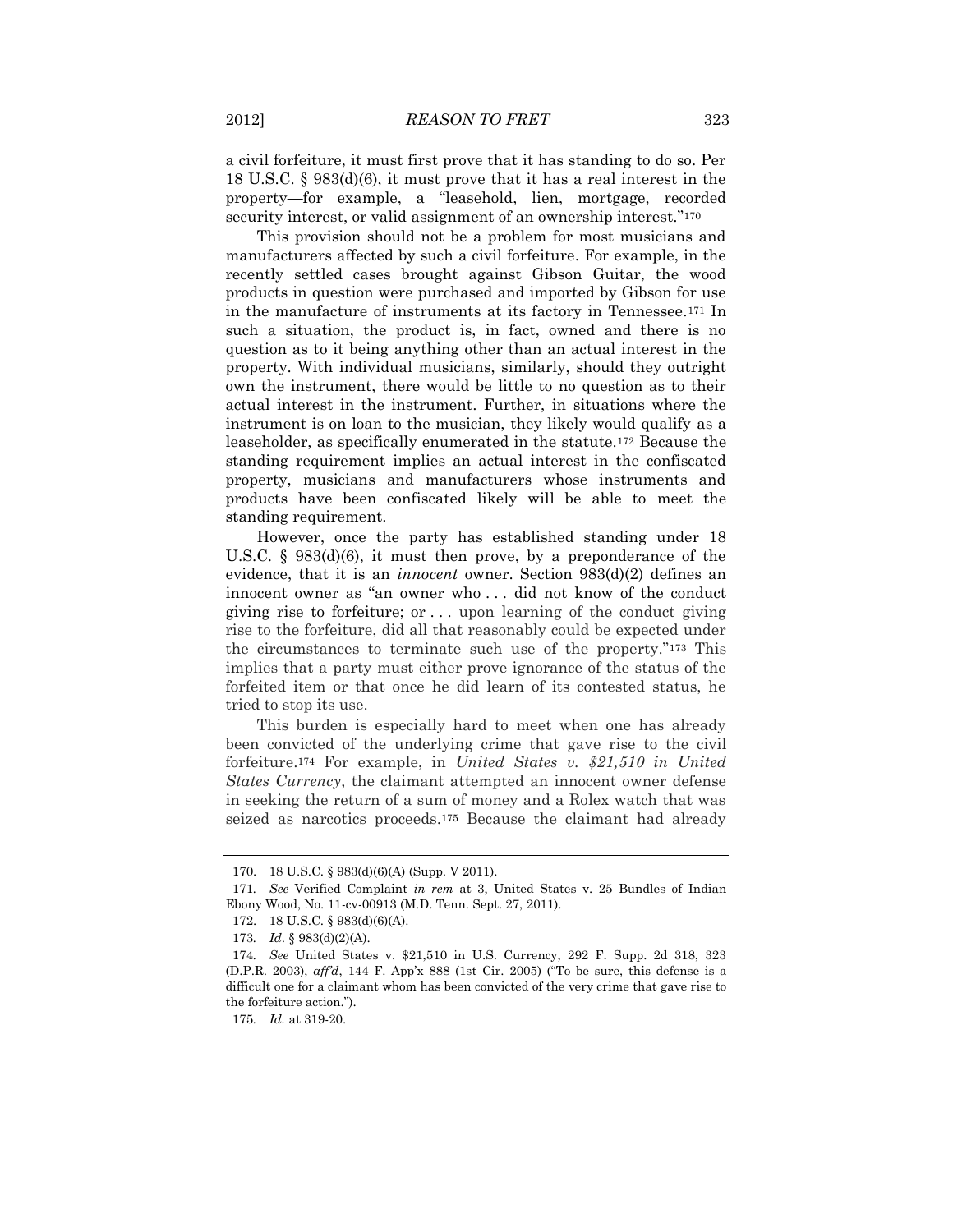a civil forfeiture, it must first prove that it has standing to do so. Per 18 U.S.C. § 983(d)(6), it must prove that it has a real interest in the property—for example, a "leasehold, lien, mortgage, recorded security interest, or valid assignment of an ownership interest."[170]

This provision should not be a problem for most musicians and manufacturers affected by such a civil forfeiture. For example, in the recently settled cases brought against Gibson Guitar, the wood products in question were purchased and imported by Gibson for use in the manufacture of instruments at its factory in Tennessee.[171] In such a situation, the product is, in fact, owned and there is no question as to it being anything other than an actual interest in the property. With individual musicians, similarly, should they outright own the instrument, there would be little to no question as to their actual interest in the instrument. Further, in situations where the instrument is on loan to the musician, they likely would qualify as a leaseholder, as specifically enumerated in the statute.[172] Because the standing requirement implies an actual interest in the confiscated property, musicians and manufacturers whose instruments and products have been confiscated likely will be able to meet the standing requirement.

However, once the party has established standing under 18 U.S.C. § 983(d)(6), it must then prove, by a preponderance of the evidence, that it is an *innocent* owner. Section 983(d)(2) defines an innocent owner as "an owner who . . . did not know of the conduct giving rise to forfeiture; or . . . upon learning of the conduct giving rise to the forfeiture, did all that reasonably could be expected under the circumstances to terminate such use of the property."[173] This implies that a party must either prove ignorance of the status of the forfeited item or that once he did learn of its contested status, he tried to stop its use.

This burden is especially hard to meet when one has already been convicted of the underlying crime that gave rise to the civil forfeiture.[174] For example, in *United States v. $21,510 in United States Currency*, the claimant attempted an innocent owner defense in seeking the return of a sum of money and a Rolex watch that was seized as narcotics proceeds.[175] Because the claimant had already

---

170. 18 U.S.C. § 983(d)(6)(A) (Supp. V 2011).

171. *See* Verified Complaint *in rem* at 3, United States v. 25 Bundles of Indian Ebony Wood, No. 11-cv-00913 (M.D. Tenn. Sept. 27, 2011).

172. 18 U.S.C. § 983(d)(6)(A).

173. *Id*. § 983(d)(2)(A).

174. *See* United States v. $21,510 in U.S. Currency, 292 F. Supp. 2d 318, 323 (D.P.R. 2003), *aff'd*, 144 F. App'x 888 (1st Cir. 2005) ("To be sure, this defense is a difficult one for a claimant whom has been convicted of the very crime that gave rise to the forfeiture action.").

175. *Id.* at 319-20.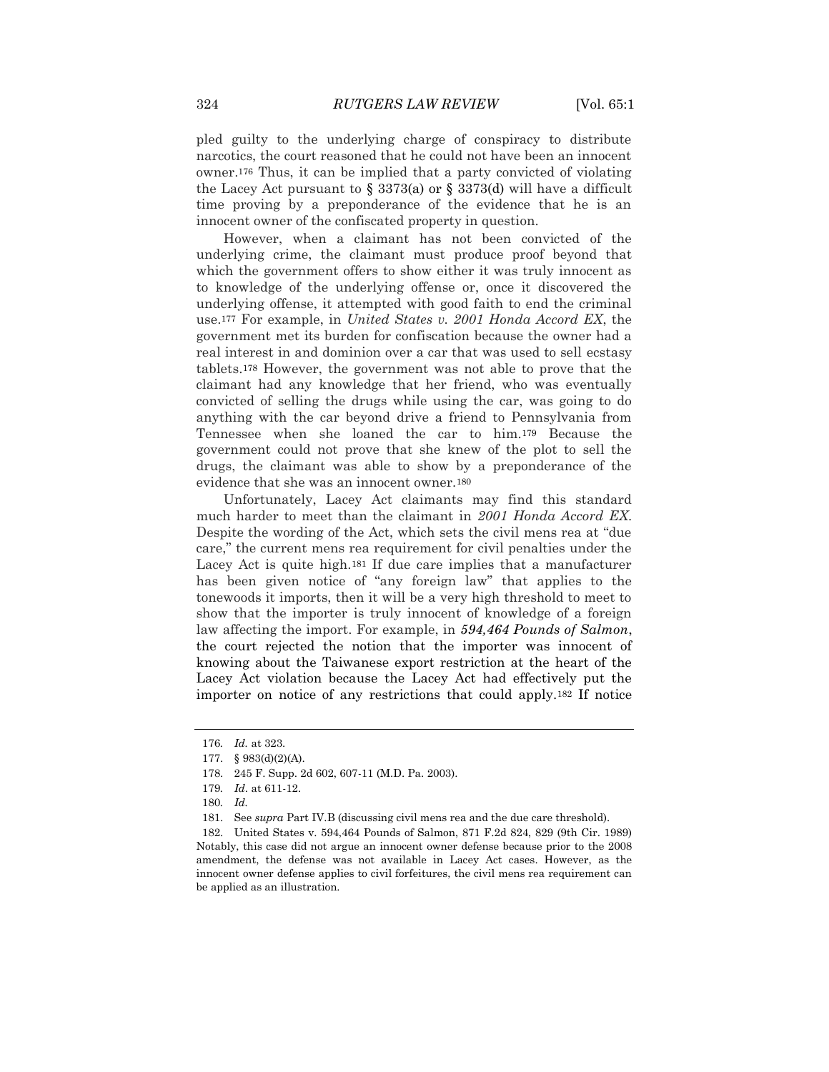pled guilty to the underlying charge of conspiracy to distribute narcotics, the court reasoned that he could not have been an innocent owner.[176] Thus, it can be implied that a party convicted of violating the Lacey Act pursuant to § 3373(a) or § 3373(d) will have a difficult time proving by a preponderance of the evidence that he is an innocent owner of the confiscated property in question.

However, when a claimant has not been convicted of the underlying crime, the claimant must produce proof beyond that which the government offers to show either it was truly innocent as to knowledge of the underlying offense or, once it discovered the underlying offense, it attempted with good faith to end the criminal use.[177] For example, in *United States v. 2001 Honda Accord EX*, the government met its burden for confiscation because the owner had a real interest in and dominion over a car that was used to sell ecstasy tablets.[178] However, the government was not able to prove that the claimant had any knowledge that her friend, who was eventually convicted of selling the drugs while using the car, was going to do anything with the car beyond drive a friend to Pennsylvania from Tennessee when she loaned the car to him.[179] Because the government could not prove that she knew of the plot to sell the drugs, the claimant was able to show by a preponderance of the evidence that she was an innocent owner.[180]

Unfortunately, Lacey Act claimants may find this standard much harder to meet than the claimant in *2001 Honda Accord EX*. Despite the wording of the Act, which sets the civil mens rea at "due care," the current mens rea requirement for civil penalties under the Lacey Act is quite high.[181] If due care implies that a manufacturer has been given notice of "any foreign law" that applies to the tonewoods it imports, then it will be a very high threshold to meet to show that the importer is truly innocent of knowledge of a foreign law affecting the import. For example, in ***594,464 Pounds of Salmon***, the court rejected the notion that the importer was innocent of knowing about the Taiwanese export restriction at the heart of the Lacey Act violation because the Lacey Act had effectively put the importer on notice of any restrictions that could apply.[182] If notice

---

176. *Id.* at 323.

177. § 983(d)(2)(A).

178. 245 F. Supp. 2d 602, 607-11 (M.D. Pa. 2003).

179. *Id.* at 611-12.

180. *Id.*

181. See *supra* Part IV.B (discussing civil mens rea and the due care threshold).

182. United States v. 594,464 Pounds of Salmon, 871 F.2d 824, 829 (9th Cir. 1989) Notably, this case did not argue an innocent owner defense because prior to the 2008 amendment, the defense was not available in Lacey Act cases. However, as the innocent owner defense applies to civil forfeitures, the civil mens rea requirement can be applied as an illustration.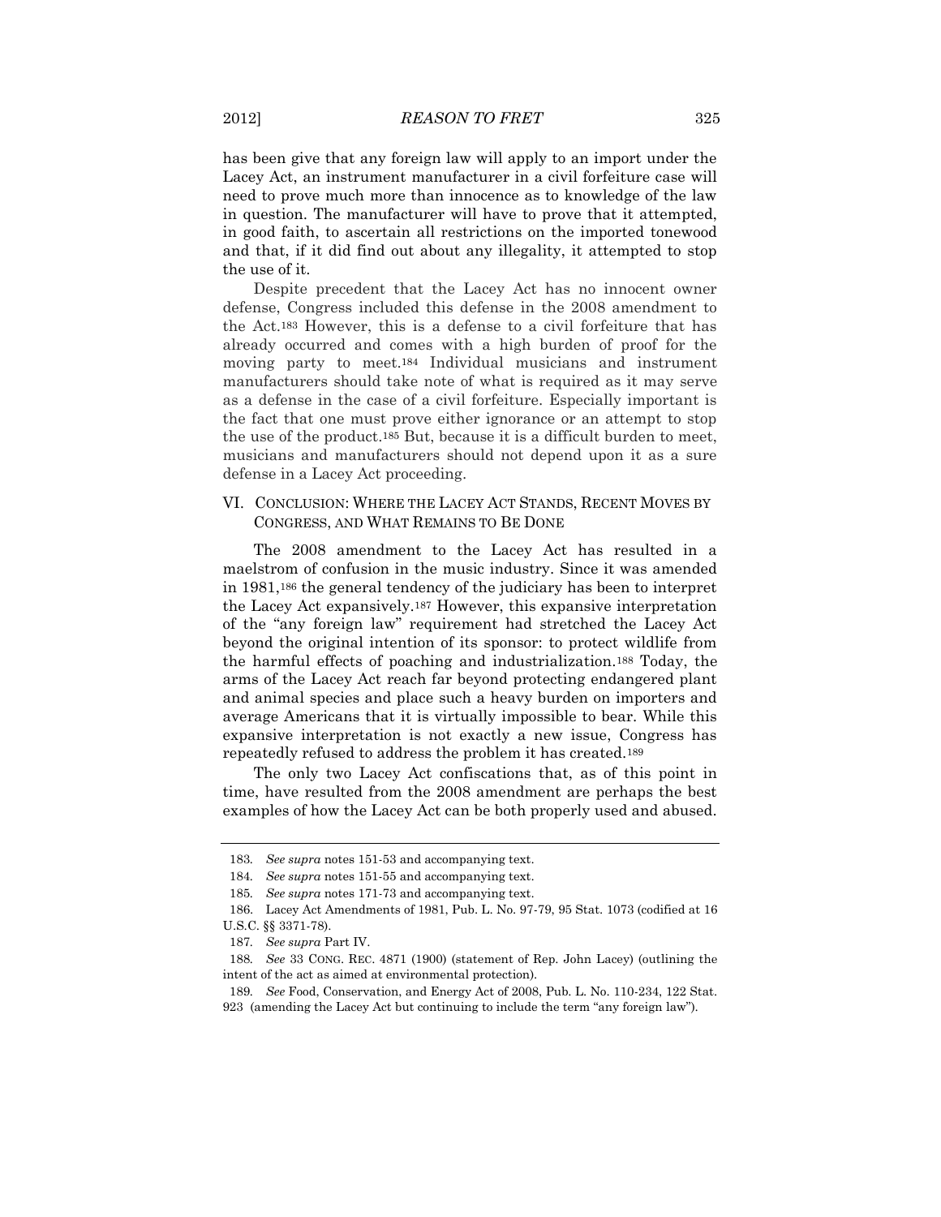has been give that any foreign law will apply to an import under the Lacey Act, an instrument manufacturer in a civil forfeiture case will need to prove much more than innocence as to knowledge of the law in question. The manufacturer will have to prove that it attempted, in good faith, to ascertain all restrictions on the imported tonewood and that, if it did find out about any illegality, it attempted to stop the use of it.

Despite precedent that the Lacey Act has no innocent owner defense, Congress included this defense in the 2008 amendment to the Act.[183] However, this is a defense to a civil forfeiture that has already occurred and comes with a high burden of proof for the moving party to meet.[184] Individual musicians and instrument manufacturers should take note of what is required as it may serve as a defense in the case of a civil forfeiture. Especially important is the fact that one must prove either ignorance or an attempt to stop the use of the product.[185] But, because it is a difficult burden to meet, musicians and manufacturers should not depend upon it as a sure defense in a Lacey Act proceeding.

## VI. CONCLUSION: WHERE THE LACEY ACT STANDS, RECENT MOVES BY CONGRESS, AND WHAT REMAINS TO BE DONE

The 2008 amendment to the Lacey Act has resulted in a maelstrom of confusion in the music industry. Since it was amended in 1981,[186] the general tendency of the judiciary has been to interpret the Lacey Act expansively.[187] However, this expansive interpretation of the "any foreign law" requirement had stretched the Lacey Act beyond the original intention of its sponsor: to protect wildlife from the harmful effects of poaching and industrialization.[188] Today, the arms of the Lacey Act reach far beyond protecting endangered plant and animal species and place such a heavy burden on importers and average Americans that it is virtually impossible to bear. While this expansive interpretation is not exactly a new issue, Congress has repeatedly refused to address the problem it has created.[189]

The only two Lacey Act confiscations that, as of this point in time, have resulted from the 2008 amendment are perhaps the best examples of how the Lacey Act can be both properly used and abused.

---

183. *See supra* notes 151-53 and accompanying text.

184. *See supra* notes 151-55 and accompanying text.

185. *See supra* notes 171-73 and accompanying text.

186. Lacey Act Amendments of 1981, Pub. L. No. 97-79, 95 Stat. 1073 (codified at 16 U.S.C. §§ 3371-78).

187. *See supra* Part IV.

188. *See* 33 CONG. REC. 4871 (1900) (statement of Rep. John Lacey) (outlining the intent of the act as aimed at environmental protection).

189. *See* Food, Conservation, and Energy Act of 2008, Pub. L. No. 110-234, 122 Stat. 923 (amending the Lacey Act but continuing to include the term "any foreign law").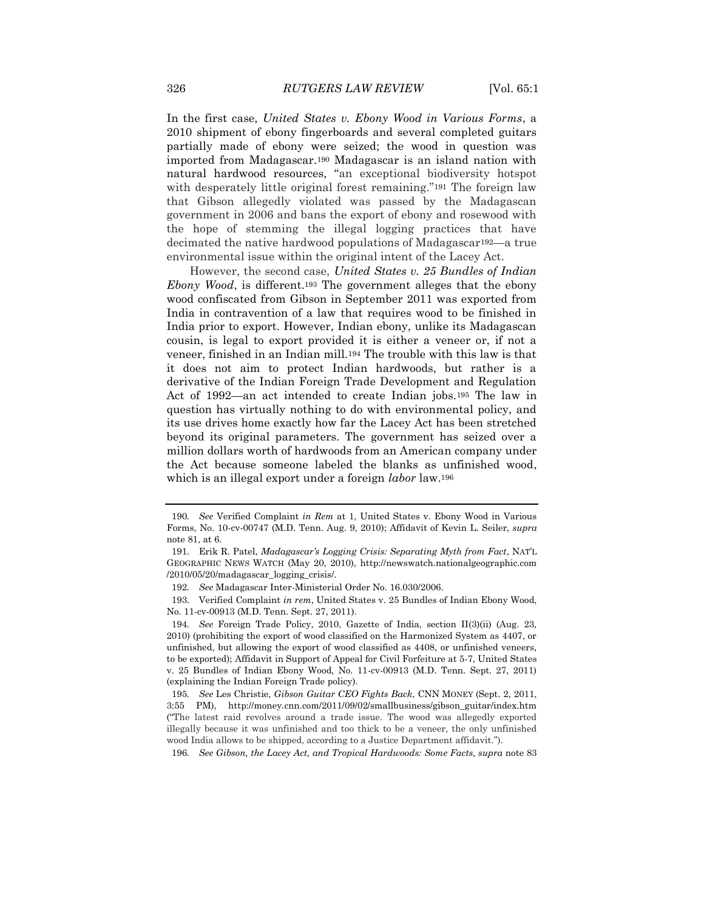In the first case, *United States v. Ebony Wood in Various Forms*, a 2010 shipment of ebony fingerboards and several completed guitars partially made of ebony were seized; the wood in question was imported from Madagascar.[190] Madagascar is an island nation with natural hardwood resources, "an exceptional biodiversity hotspot with desperately little original forest remaining."[191] The foreign law that Gibson allegedly violated was passed by the Madagascan government in 2006 and bans the export of ebony and rosewood with the hope of stemming the illegal logging practices that have decimated the native hardwood populations of Madagascar[192]—a true environmental issue within the original intent of the Lacey Act.

However, the second case, *United States v. 25 Bundles of Indian Ebony Wood*, is different.[193] The government alleges that the ebony wood confiscated from Gibson in September 2011 was exported from India in contravention of a law that requires wood to be finished in India prior to export. However, Indian ebony, unlike its Madagascan cousin, is legal to export provided it is either a veneer or, if not a veneer, finished in an Indian mill.[194] The trouble with this law is that it does not aim to protect Indian hardwoods, but rather is a derivative of the Indian Foreign Trade Development and Regulation Act of 1992—an act intended to create Indian jobs.[195] The law in question has virtually nothing to do with environmental policy, and its use drives home exactly how far the Lacey Act has been stretched beyond its original parameters. The government has seized over a million dollars worth of hardwoods from an American company under the Act because someone labeled the blanks as unfinished wood, which is an illegal export under a foreign *labor* law.[196]

---

190. *See* Verified Complaint *in Rem* at 1, United States v. Ebony Wood in Various Forms, No. 10-cv-00747 (M.D. Tenn. Aug. 9, 2010); Affidavit of Kevin L. Seiler, *supra* note 81, at 6.

191. Erik R. Patel, *Madagascar's Logging Crisis: Separating Myth from Fact*, NAT'L GEOGRAPHIC NEWS WATCH (May 20, 2010), http://newswatch.nationalgeographic.com/2010/05/20/madagascar_logging_crisis/.

192. *See* Madagascar Inter-Ministerial Order No. 16.030/2006.

193. Verified Complaint *in rem*, United States v. 25 Bundles of Indian Ebony Wood, No. 11-cv-00913 (M.D. Tenn. Sept. 27, 2011).

194. *See* Foreign Trade Policy, 2010, Gazette of India, section II(3)(ii) (Aug. 23, 2010) (prohibiting the export of wood classified on the Harmonized System as 4407, or unfinished, but allowing the export of wood classified as 4408, or unfinished veneers, to be exported); Affidavit in Support of Appeal for Civil Forfeiture at 5-7, United States v. 25 Bundles of Indian Ebony Wood, No. 11-cv-00913 (M.D. Tenn. Sept. 27, 2011) (explaining the Indian Foreign Trade policy).

195. *See* Les Christie, *Gibson Guitar CEO Fights Back*, CNN MONEY (Sept. 2, 2011, 3:55 PM), http://money.cnn.com/2011/09/02/smallbusiness/gibson_guitar/index.htm ("The latest raid revolves around a trade issue. The wood was allegedly exported illegally because it was unfinished and too thick to be a veneer, the only unfinished wood India allows to be shipped, according to a Justice Department affidavit.").

196. *See Gibson, the Lacey Act, and Tropical Hardwoods: Some Facts, supra* note 83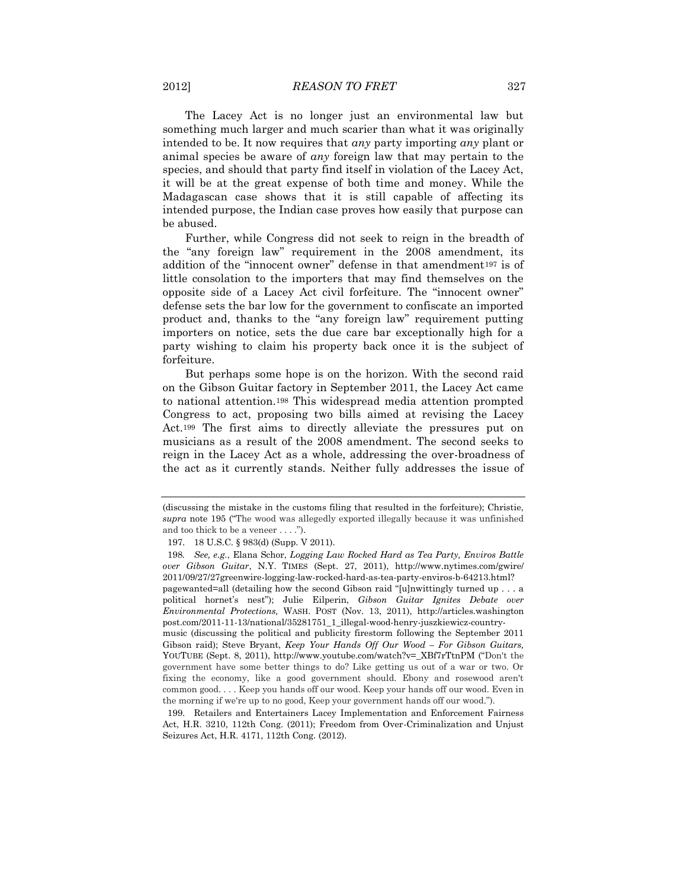The Lacey Act is no longer just an environmental law but something much larger and much scarier than what it was originally intended to be. It now requires that *any* party importing *any* plant or animal species be aware of *any* foreign law that may pertain to the species, and should that party find itself in violation of the Lacey Act, it will be at the great expense of both time and money. While the Madagascan case shows that it is still capable of affecting its intended purpose, the Indian case proves how easily that purpose can be abused.

Further, while Congress did not seek to reign in the breadth of the "any foreign law" requirement in the 2008 amendment, its addition of the "innocent owner" defense in that amendment[197] is of little consolation to the importers that may find themselves on the opposite side of a Lacey Act civil forfeiture. The "innocent owner" defense sets the bar low for the government to confiscate an imported product and, thanks to the "any foreign law" requirement putting importers on notice, sets the due care bar exceptionally high for a party wishing to claim his property back once it is the subject of forfeiture.

But perhaps some hope is on the horizon. With the second raid on the Gibson Guitar factory in September 2011, the Lacey Act came to national attention.[198] This widespread media attention prompted Congress to act, proposing two bills aimed at revising the Lacey Act.[199] The first aims to directly alleviate the pressures put on musicians as a result of the 2008 amendment. The second seeks to reign in the Lacey Act as a whole, addressing the over-broadness of the act as it currently stands. Neither fully addresses the issue of

---

(discussing the mistake in the customs filing that resulted in the forfeiture); Christie, *supra* note 195 ("The wood was allegedly exported illegally because it was unfinished and too thick to be a veneer . . . .").

197. 18 U.S.C. § 983(d) (Supp. V 2011).

198. *See, e.g.*, Elana Schor, *Logging Law Rocked Hard as Tea Party, Enviros Battle over Gibson Guitar*, N.Y. TIMES (Sept. 27, 2011), http://www.nytimes.com/gwire/2011/09/27/27greenwire-logging-law-rocked-hard-as-tea-party-enviros-b-64213.html?pagewanted=all (detailing how the second Gibson raid "[u]nwittingly turned up . . . a political hornet's nest"); Julie Eilperin, *Gibson Guitar Ignites Debate over Environmental Protections,* WASH. POST (Nov. 13, 2011), http://articles.washingtonpost.com/2011-11-13/national/35281751_1_illegal-wood-henry-juszkiewicz-country-music (discussing the political and publicity firestorm following the September 2011 Gibson raid); Steve Bryant, *Keep Your Hands Off Our Wood – For Gibson Guitars,* YOUTUBE (Sept. 8, 2011), http://www.youtube.com/watch?v=_XBf7rTtnPM ("Don't the government have some better things to do? Like getting us out of a war or two. Or fixing the economy, like a good government should. Ebony and rosewood aren't common good. . . . Keep you hands off our wood. Keep your hands off our wood. Even in the morning if we're up to no good, Keep your government hands off our wood.").

199. Retailers and Entertainers Lacey Implementation and Enforcement Fairness Act, H.R. 3210, 112th Cong. (2011); Freedom from Over-Criminalization and Unjust Seizures Act, H.R. 4171, 112th Cong. (2012).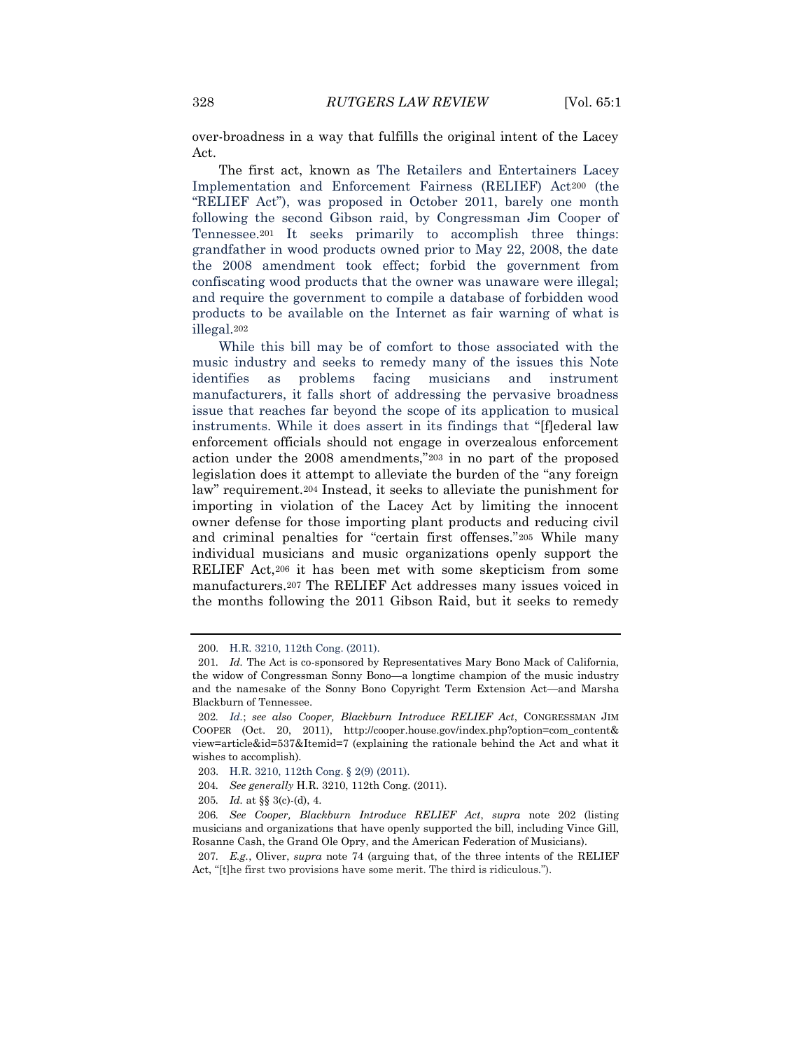over-broadness in a way that fulfills the original intent of the Lacey Act.

The first act, known as The Retailers and Entertainers Lacey Implementation and Enforcement Fairness (RELIEF) Act[200] (the "RELIEF Act"), was proposed in October 2011, barely one month following the second Gibson raid, by Congressman Jim Cooper of Tennessee.[201] It seeks primarily to accomplish three things: grandfather in wood products owned prior to May 22, 2008, the date the 2008 amendment took effect; forbid the government from confiscating wood products that the owner was unaware were illegal; and require the government to compile a database of forbidden wood products to be available on the Internet as fair warning of what is illegal.[202]

While this bill may be of comfort to those associated with the music industry and seeks to remedy many of the issues this Note identifies as problems facing musicians and instrument manufacturers, it falls short of addressing the pervasive broadness issue that reaches far beyond the scope of its application to musical instruments. While it does assert in its findings that "[f]ederal law enforcement officials should not engage in overzealous enforcement action under the 2008 amendments,"[203] in no part of the proposed legislation does it attempt to alleviate the burden of the "any foreign law" requirement.[204] Instead, it seeks to alleviate the punishment for importing in violation of the Lacey Act by limiting the innocent owner defense for those importing plant products and reducing civil and criminal penalties for "certain first offenses."[205] While many individual musicians and music organizations openly support the RELIEF Act,[206] it has been met with some skepticism from some manufacturers.[207] The RELIEF Act addresses many issues voiced in the months following the 2011 Gibson Raid, but it seeks to remedy

---

200. H.R. 3210, 112th Cong. (2011).

201. *Id.* The Act is co-sponsored by Representatives Mary Bono Mack of California, the widow of Congressman Sonny Bono—a longtime champion of the music industry and the namesake of the Sonny Bono Copyright Term Extension Act—and Marsha Blackburn of Tennessee.

202. *Id.*; *see also Cooper, Blackburn Introduce RELIEF Act*, CONGRESSMAN JIM COOPER (Oct. 20, 2011), http://cooper.house.gov/index.php?option=com_content&view=article&id=537&Itemid=7 (explaining the rationale behind the Act and what it wishes to accomplish).

203. H.R. 3210, 112th Cong. § 2(9) (2011).

204. *See generally* H.R. 3210, 112th Cong. (2011).

205. *Id.* at §§ 3(c)-(d), 4.

206. *See Cooper, Blackburn Introduce RELIEF Act*, *supra* note 202 (listing musicians and organizations that have openly supported the bill, including Vince Gill, Rosanne Cash, the Grand Ole Opry, and the American Federation of Musicians).

207. *E.g.*, Oliver, *supra* note 74 (arguing that, of the three intents of the RELIEF Act, "[t]he first two provisions have some merit. The third is ridiculous.").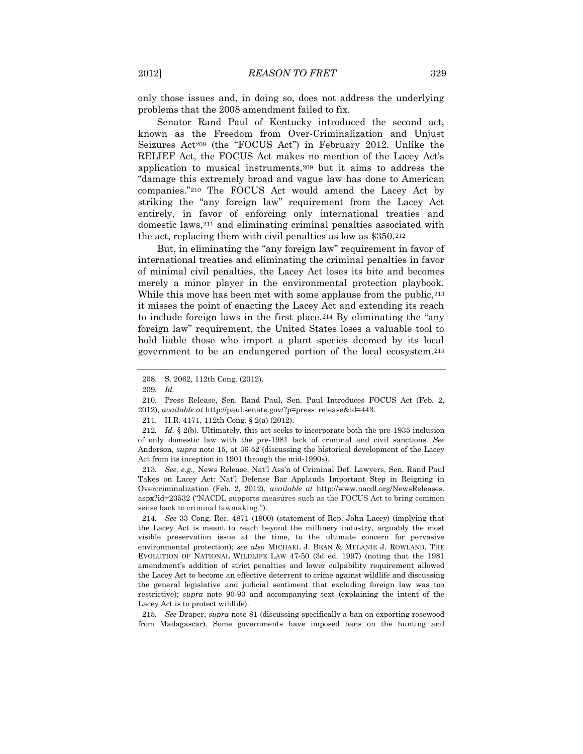only those issues and, in doing so, does not address the underlying problems that the 2008 amendment failed to fix.

Senator Rand Paul of Kentucky introduced the second act, known as the Freedom from Over-Criminalization and Unjust Seizures Act[208] (the "FOCUS Act") in February 2012. Unlike the RELIEF Act, the FOCUS Act makes no mention of the Lacey Act's application to musical instruments,[209] but it aims to address the "damage this extremely broad and vague law has done to American companies."[210] The FOCUS Act would amend the Lacey Act by striking the "any foreign law" requirement from the Lacey Act entirely, in favor of enforcing only international treaties and domestic laws,[211] and eliminating criminal penalties associated with the act, replacing them with civil penalties as low as $350.[212]

But, in eliminating the "any foreign law" requirement in favor of international treaties and eliminating the criminal penalties in favor of minimal civil penalties, the Lacey Act loses its bite and becomes merely a minor player in the environmental protection playbook. While this move has been met with some applause from the public,[213] it misses the point of enacting the Lacey Act and extending its reach to include foreign laws in the first place.[214] By eliminating the "any foreign law" requirement, the United States loses a valuable tool to hold liable those who import a plant species deemed by its local government to be an endangered portion of the local ecosystem.[215]

---

208. S. 2062, 112th Cong. (2012).

209. *Id.*

210. Press Release, Sen. Rand Paul, Sen. Paul Introduces FOCUS Act (Feb. 2, 2012), *available at* http://paul.senate.gov/?p=press_release&id=443.

211. H.R. 4171, 112th Cong. § 2(a) (2012).

212. *Id.* § 2(b). Ultimately, this act seeks to incorporate both the pre-1935 inclusion of only domestic law with the pre-1981 lack of criminal and civil sanctions. *See* Anderson*, supra* note 15, at 36-52 (discussing the historical development of the Lacey Act from its inception in 1901 through the mid-1990s).

213. *See, e.g.,* News Release, Nat'l Ass'n of Criminal Def. Lawyers, Sen. Rand Paul Takes on Lacey Act: Nat'l Defense Bar Applauds Important Step in Reigning in Overcriminalization (Feb. 2, 2012), *available at* http://www.nacdl.org/NewsReleases.aspx?id=23532 ("NACDL supports measures such as the FOCUS Act to bring common sense back to criminal lawmaking.").

214. *See* 33 Cong. Rec. 4871 (1900) (statement of Rep. John Lacey) (implying that the Lacey Act is meant to reach beyond the millinery industry, arguably the most visible preservation issue at the time, to the ultimate concern for pervasive environmental protection); *see also* MICHAEL J. BEAN & MELANIE J. ROWLAND, THE EVOLUTION OF NATIONAL WILDLIFE LAW 47-50 (3d ed. 1997) (noting that the 1981 amendment's addition of strict penalties and lower culpability requirement allowed the Lacey Act to become an effective deterrent to crime against wildlife and discussing the general legislative and judicial sentiment that excluding foreign law was too restrictive); *supra* note 90-93 and accompanying text (explaining the intent of the Lacey Act is to protect wildlife).

215. *See* Draper, *supra* note 81 (discussing specifically a ban on exporting rosewood from Madagascar). Some governments have imposed bans on the hunting and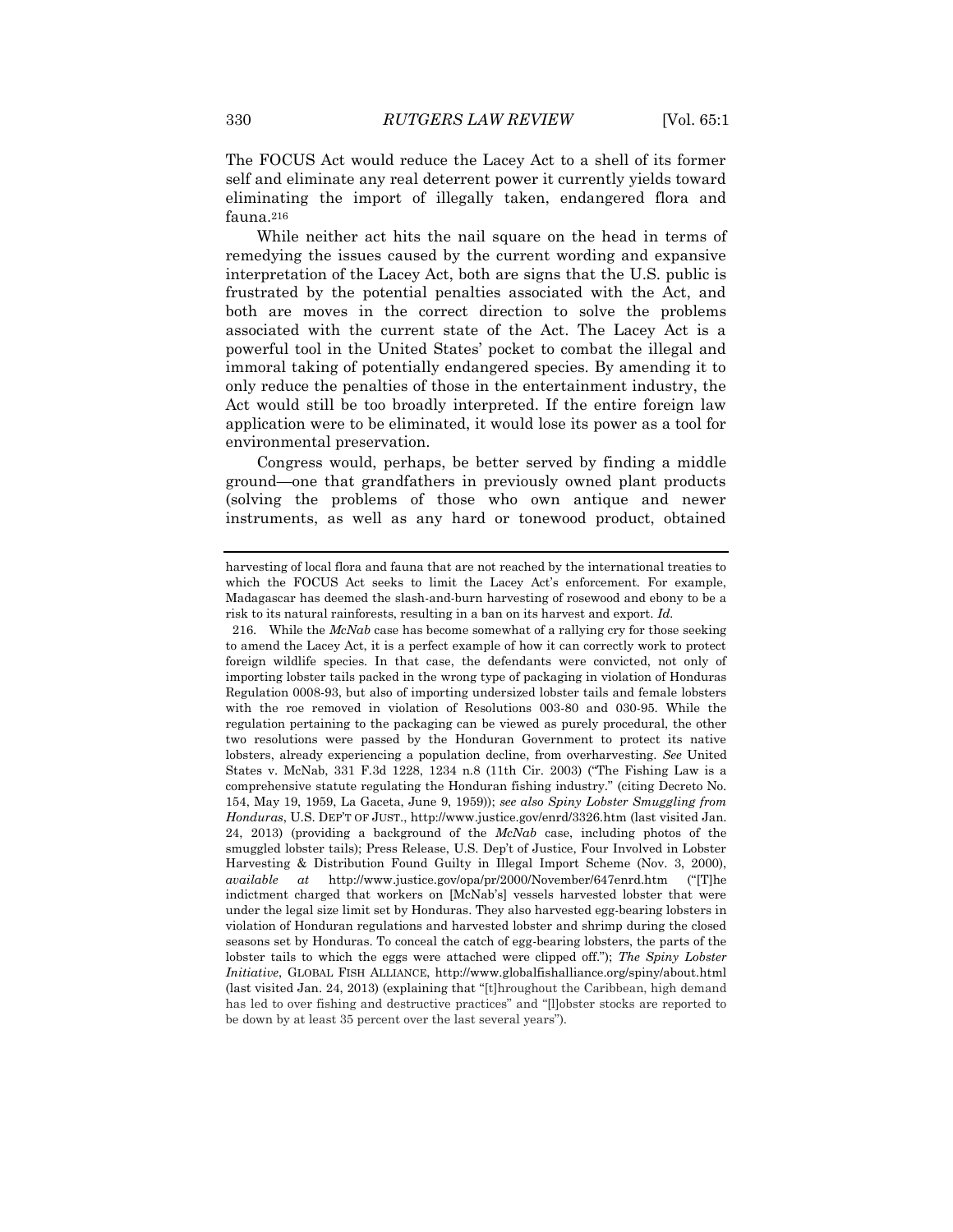The FOCUS Act would reduce the Lacey Act to a shell of its former self and eliminate any real deterrent power it currently yields toward eliminating the import of illegally taken, endangered flora and fauna.[216]

While neither act hits the nail square on the head in terms of remedying the issues caused by the current wording and expansive interpretation of the Lacey Act, both are signs that the U.S. public is frustrated by the potential penalties associated with the Act, and both are moves in the correct direction to solve the problems associated with the current state of the Act. The Lacey Act is a powerful tool in the United States' pocket to combat the illegal and immoral taking of potentially endangered species. By amending it to only reduce the penalties of those in the entertainment industry, the Act would still be too broadly interpreted. If the entire foreign law application were to be eliminated, it would lose its power as a tool for environmental preservation.

Congress would, perhaps, be better served by finding a middle ground—one that grandfathers in previously owned plant products (solving the problems of those who own antique and newer instruments, as well as any hard or tonewood product, obtained

---

harvesting of local flora and fauna that are not reached by the international treaties to which the FOCUS Act seeks to limit the Lacey Act's enforcement. For example, Madagascar has deemed the slash-and-burn harvesting of rosewood and ebony to be a risk to its natural rainforests, resulting in a ban on its harvest and export. *Id.*

216. While the *McNab* case has become somewhat of a rallying cry for those seeking to amend the Lacey Act, it is a perfect example of how it can correctly work to protect foreign wildlife species. In that case, the defendants were convicted, not only of importing lobster tails packed in the wrong type of packaging in violation of Honduras Regulation 0008-93, but also of importing undersized lobster tails and female lobsters with the roe removed in violation of Resolutions 003-80 and 030-95. While the regulation pertaining to the packaging can be viewed as purely procedural, the other two resolutions were passed by the Honduran Government to protect its native lobsters, already experiencing a population decline, from overharvesting. *See* United States v. McNab, 331 F.3d 1228, 1234 n.8 (11th Cir. 2003) ("The Fishing Law is a comprehensive statute regulating the Honduran fishing industry." (citing Decreto No. 154, May 19, 1959, La Gaceta, June 9, 1959)); *see also Spiny Lobster Smuggling from Honduras*, U.S. DEP'T OF JUST., http://www.justice.gov/enrd/3326.htm (last visited Jan. 24, 2013) (providing a background of the *McNab* case, including photos of the smuggled lobster tails); Press Release, U.S. Dep't of Justice, Four Involved in Lobster Harvesting & Distribution Found Guilty in Illegal Import Scheme (Nov. 3, 2000), *available at* http://www.justice.gov/opa/pr/2000/November/647enrd.htm ("[T]he indictment charged that workers on [McNab's] vessels harvested lobster that were under the legal size limit set by Honduras. They also harvested egg-bearing lobsters in violation of Honduran regulations and harvested lobster and shrimp during the closed seasons set by Honduras. To conceal the catch of egg-bearing lobsters, the parts of the lobster tails to which the eggs were attached were clipped off."); *The Spiny Lobster Initiative*, GLOBAL FISH ALLIANCE, http://www.globalfishalliance.org/spiny/about.html (last visited Jan. 24, 2013) (explaining that "[t]hroughout the Caribbean, high demand has led to over fishing and destructive practices" and "[l]obster stocks are reported to be down by at least 35 percent over the last several years").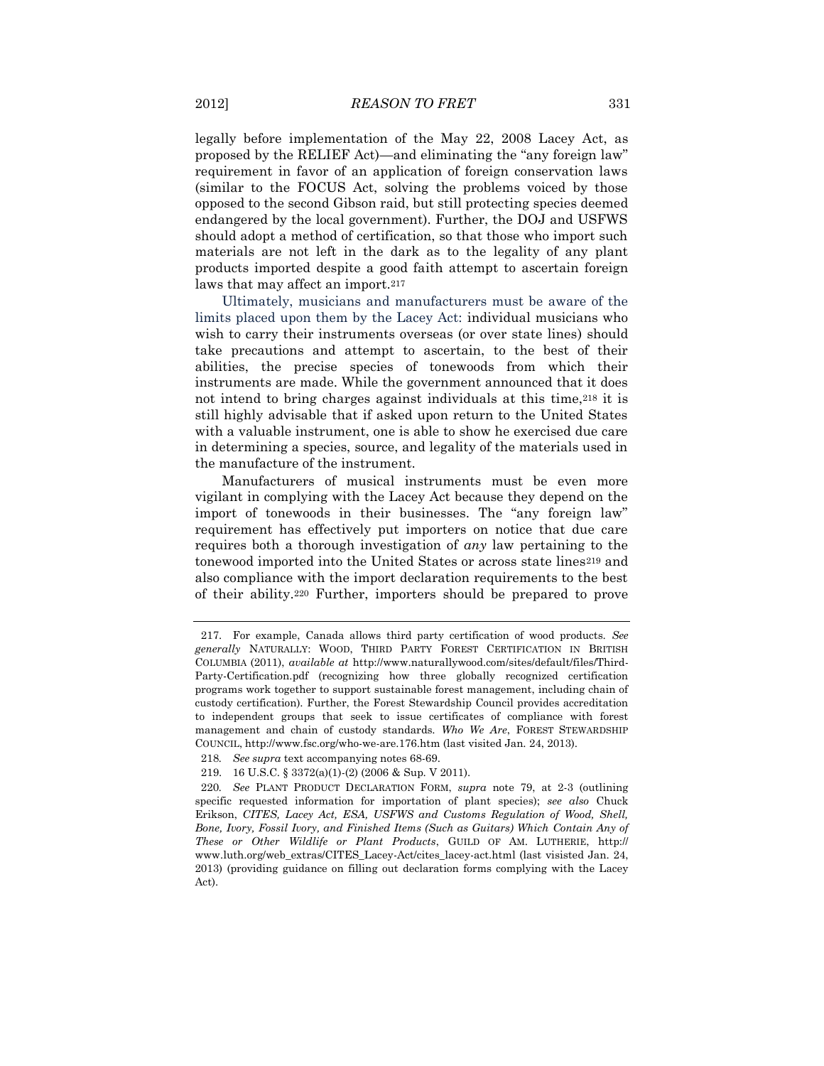legally before implementation of the May 22, 2008 Lacey Act, as proposed by the RELIEF Act)—and eliminating the "any foreign law" requirement in favor of an application of foreign conservation laws (similar to the FOCUS Act, solving the problems voiced by those opposed to the second Gibson raid, but still protecting species deemed endangered by the local government). Further, the DOJ and USFWS should adopt a method of certification, so that those who import such materials are not left in the dark as to the legality of any plant products imported despite a good faith attempt to ascertain foreign laws that may affect an import.[217]

Ultimately, musicians and manufacturers must be aware of the limits placed upon them by the Lacey Act: individual musicians who wish to carry their instruments overseas (or over state lines) should take precautions and attempt to ascertain, to the best of their abilities, the precise species of tonewoods from which their instruments are made. While the government announced that it does not intend to bring charges against individuals at this time,[218] it is still highly advisable that if asked upon return to the United States with a valuable instrument, one is able to show he exercised due care in determining a species, source, and legality of the materials used in the manufacture of the instrument.

Manufacturers of musical instruments must be even more vigilant in complying with the Lacey Act because they depend on the import of tonewoods in their businesses. The "any foreign law" requirement has effectively put importers on notice that due care requires both a thorough investigation of *any* law pertaining to the tonewood imported into the United States or across state lines[219] and also compliance with the import declaration requirements to the best of their ability.[220] Further, importers should be prepared to prove

---

217. For example, Canada allows third party certification of wood products. *See generally* NATURALLY: WOOD, THIRD PARTY FOREST CERTIFICATION IN BRITISH COLUMBIA (2011), *available at* http://www.naturallywood.com/sites/default/files/Third-Party-Certification.pdf (recognizing how three globally recognized certification programs work together to support sustainable forest management, including chain of custody certification). Further, the Forest Stewardship Council provides accreditation to independent groups that seek to issue certificates of compliance with forest management and chain of custody standards. *Who We Are*, FOREST STEWARDSHIP COUNCIL, http://www.fsc.org/who-we-are.176.htm (last visited Jan. 24, 2013).

218. *See supra* text accompanying notes 68-69.

219. 16 U.S.C. § 3372(a)(1)-(2) (2006 & Sup. V 2011).

220. *See* PLANT PRODUCT DECLARATION FORM, *supra* note 79, at 2-3 (outlining specific requested information for importation of plant species); *see also* Chuck Erikson, *CITES, Lacey Act, ESA, USFWS and Customs Regulation of Wood, Shell, Bone, Ivory, Fossil Ivory, and Finished Items (Such as Guitars) Which Contain Any of These or Other Wildlife or Plant Products*, GUILD OF AM. LUTHERIE, http://www.luth.org/web_extras/CITES_Lacey-Act/cites_lacey-act.html (last visisted Jan. 24, 2013) (providing guidance on filling out declaration forms complying with the Lacey Act).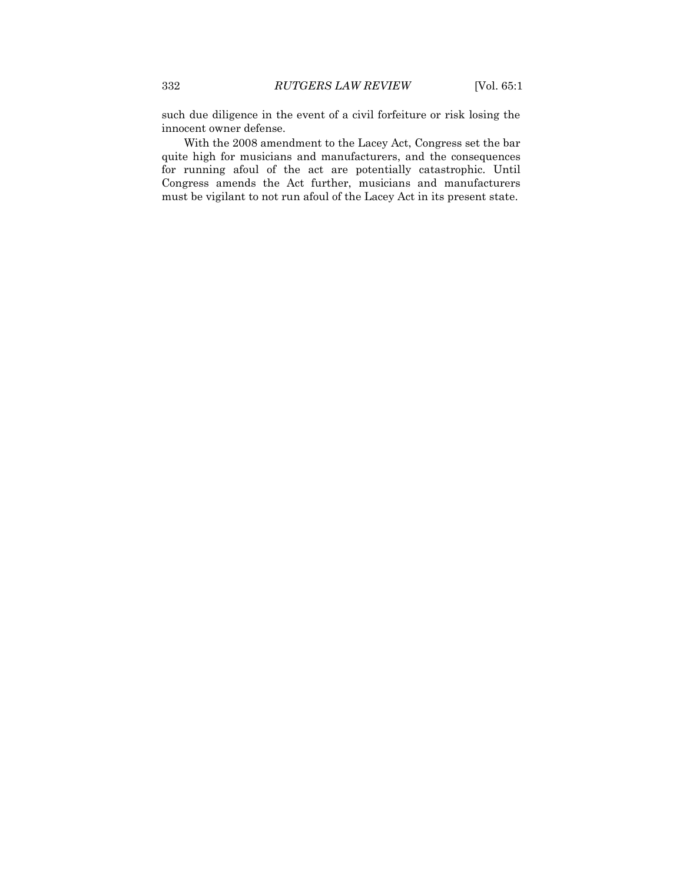such due diligence in the event of a civil forfeiture or risk losing the innocent owner defense.

With the 2008 amendment to the Lacey Act, Congress set the bar quite high for musicians and manufacturers, and the consequences for running afoul of the act are potentially catastrophic. Until Congress amends the Act further, musicians and manufacturers must be vigilant to not run afoul of the Lacey Act in its present state.